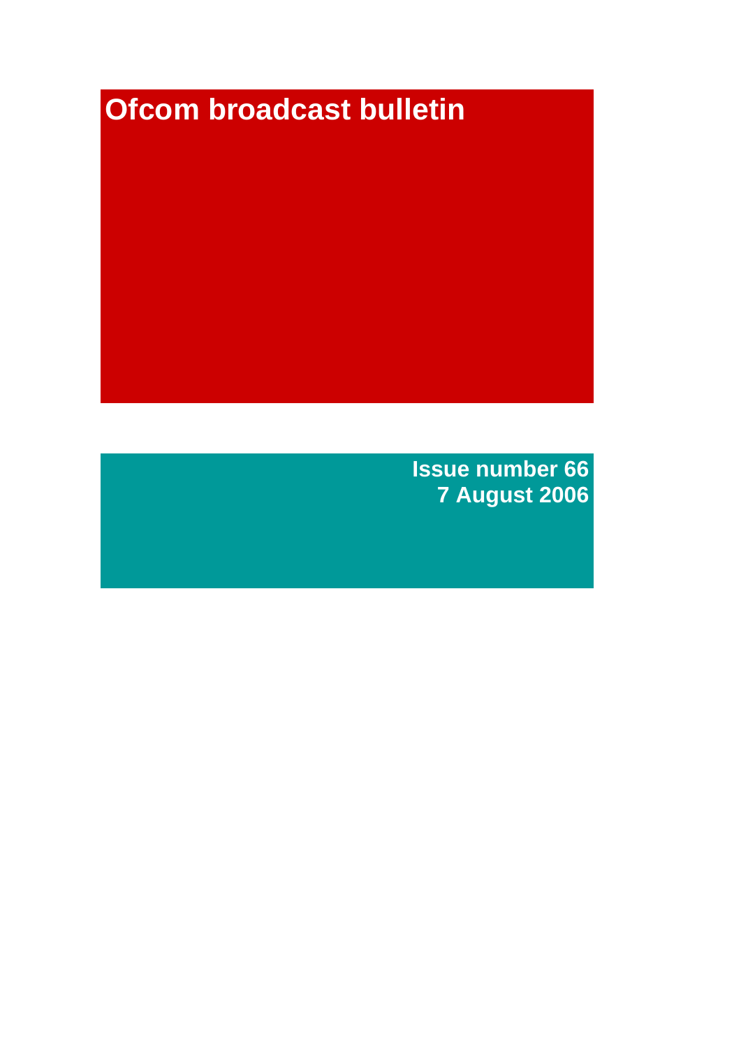# Ofcom broadcast bulletin

**Issue number 66**
**7 August 2006**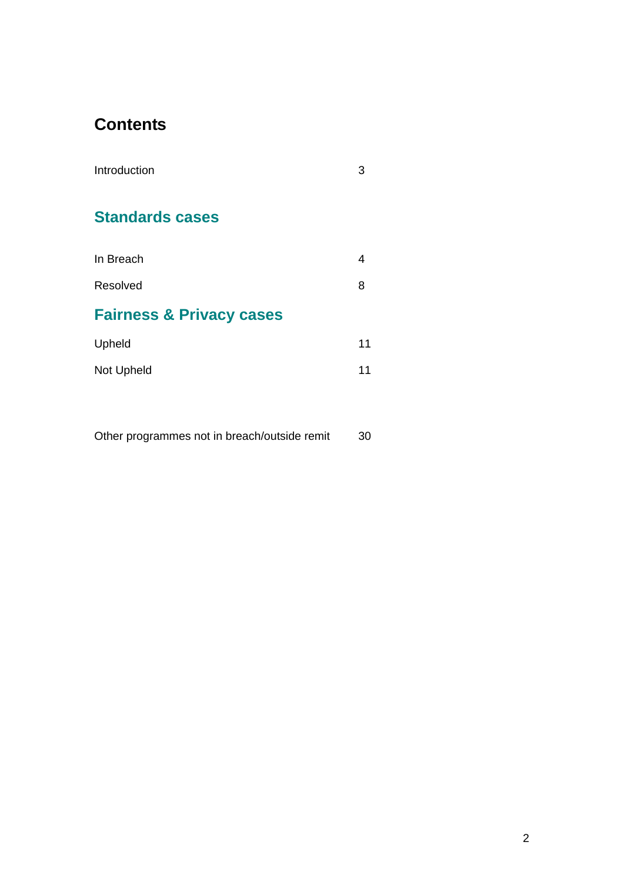# Contents

| | |
|---|---|
| Introduction | 3 |

## Standards cases

| | |
|---|---|
| In Breach | 4 |
| Resolved | 8 |

## Fairness & Privacy cases

| | |
|---|---|
| Upheld | 11 |
| Not Upheld | 11 |

| | |
|---|---|
| Other programmes not in breach/outside remit | 30 |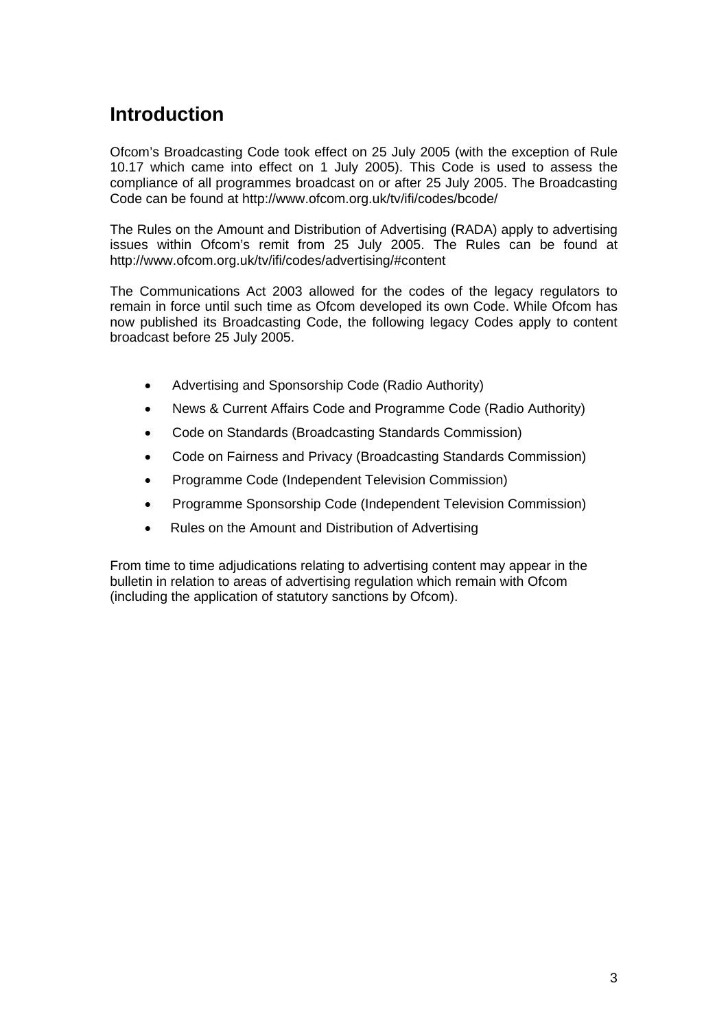# Introduction

Ofcom's Broadcasting Code took effect on 25 July 2005 (with the exception of Rule 10.17 which came into effect on 1 July 2005). This Code is used to assess the compliance of all programmes broadcast on or after 25 July 2005. The Broadcasting Code can be found at http://www.ofcom.org.uk/tv/ifi/codes/bcode/

The Rules on the Amount and Distribution of Advertising (RADA) apply to advertising issues within Ofcom's remit from 25 July 2005. The Rules can be found at http://www.ofcom.org.uk/tv/ifi/codes/advertising/#content

The Communications Act 2003 allowed for the codes of the legacy regulators to remain in force until such time as Ofcom developed its own Code. While Ofcom has now published its Broadcasting Code, the following legacy Codes apply to content broadcast before 25 July 2005.

- Advertising and Sponsorship Code (Radio Authority)
- News & Current Affairs Code and Programme Code (Radio Authority)
- Code on Standards (Broadcasting Standards Commission)
- Code on Fairness and Privacy (Broadcasting Standards Commission)
- Programme Code (Independent Television Commission)
- Programme Sponsorship Code (Independent Television Commission)
- Rules on the Amount and Distribution of Advertising

From time to time adjudications relating to advertising content may appear in the bulletin in relation to areas of advertising regulation which remain with Ofcom (including the application of statutory sanctions by Ofcom).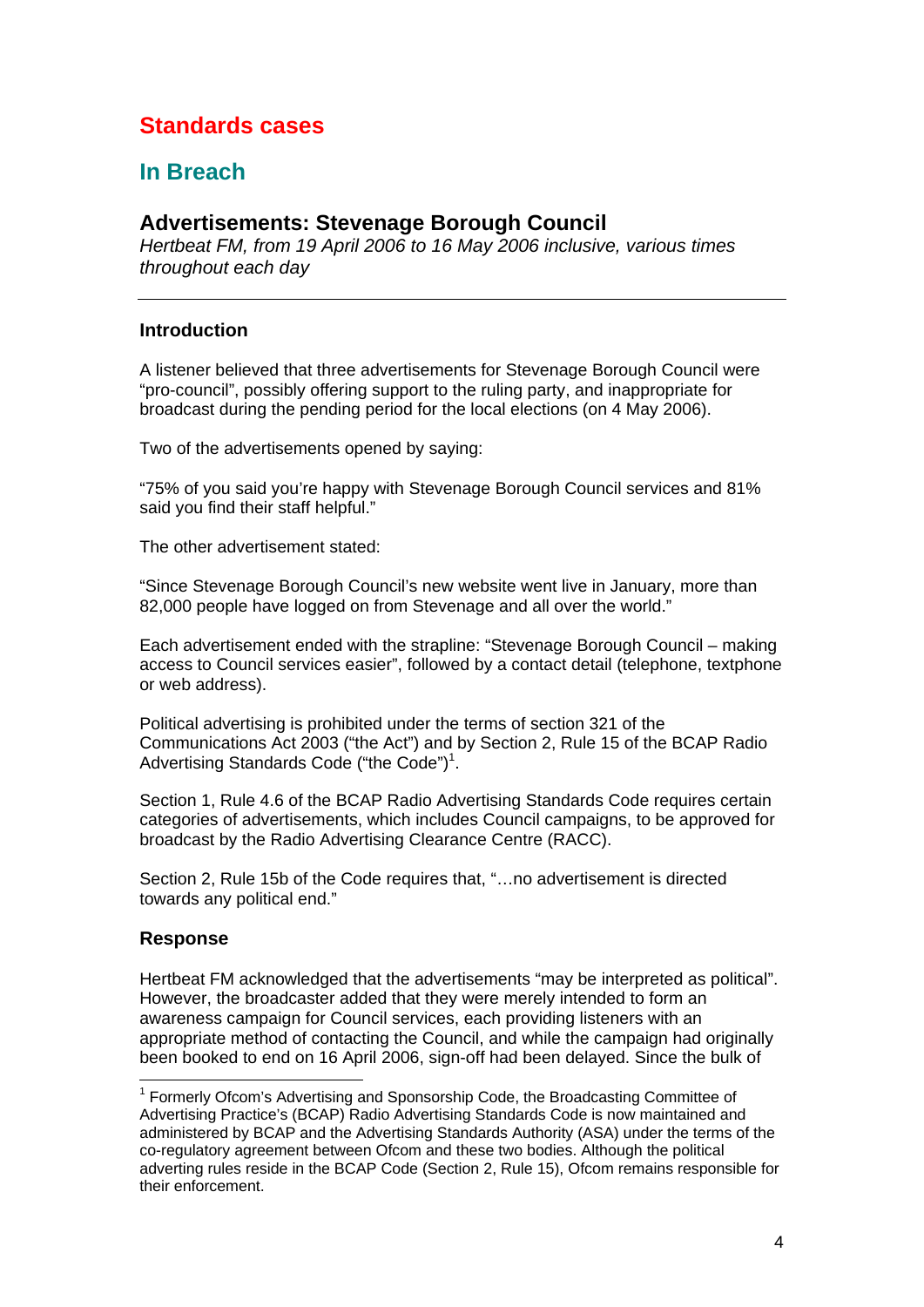# Standards cases

## In Breach

### Advertisements: Stevenage Borough Council

*Hertbeat FM, from 19 April 2006 to 16 May 2006 inclusive, various times throughout each day*

---

#### Introduction

A listener believed that three advertisements for Stevenage Borough Council were "pro-council", possibly offering support to the ruling party, and inappropriate for broadcast during the pending period for the local elections (on 4 May 2006).

Two of the advertisements opened by saying:

"75% of you said you're happy with Stevenage Borough Council services and 81% said you find their staff helpful."

The other advertisement stated:

"Since Stevenage Borough Council's new website went live in January, more than 82,000 people have logged on from Stevenage and all over the world."

Each advertisement ended with the strapline: "Stevenage Borough Council – making access to Council services easier", followed by a contact detail (telephone, textphone or web address).

Political advertising is prohibited under the terms of section 321 of the Communications Act 2003 ("the Act") and by Section 2, Rule 15 of the BCAP Radio Advertising Standards Code ("the Code")[1].

Section 1, Rule 4.6 of the BCAP Radio Advertising Standards Code requires certain categories of advertisements, which includes Council campaigns, to be approved for broadcast by the Radio Advertising Clearance Centre (RACC).

Section 2, Rule 15b of the Code requires that, "…no advertisement is directed towards any political end."

#### Response

Hertbeat FM acknowledged that the advertisements "may be interpreted as political". However, the broadcaster added that they were merely intended to form an awareness campaign for Council services, each providing listeners with an appropriate method of contacting the Council, and while the campaign had originally been booked to end on 16 April 2006, sign-off had been delayed. Since the bulk of

---

[1] Formerly Ofcom's Advertising and Sponsorship Code, the Broadcasting Committee of Advertising Practice's (BCAP) Radio Advertising Standards Code is now maintained and administered by BCAP and the Advertising Standards Authority (ASA) under the terms of the co-regulatory agreement between Ofcom and these two bodies. Although the political adverting rules reside in the BCAP Code (Section 2, Rule 15), Ofcom remains responsible for their enforcement.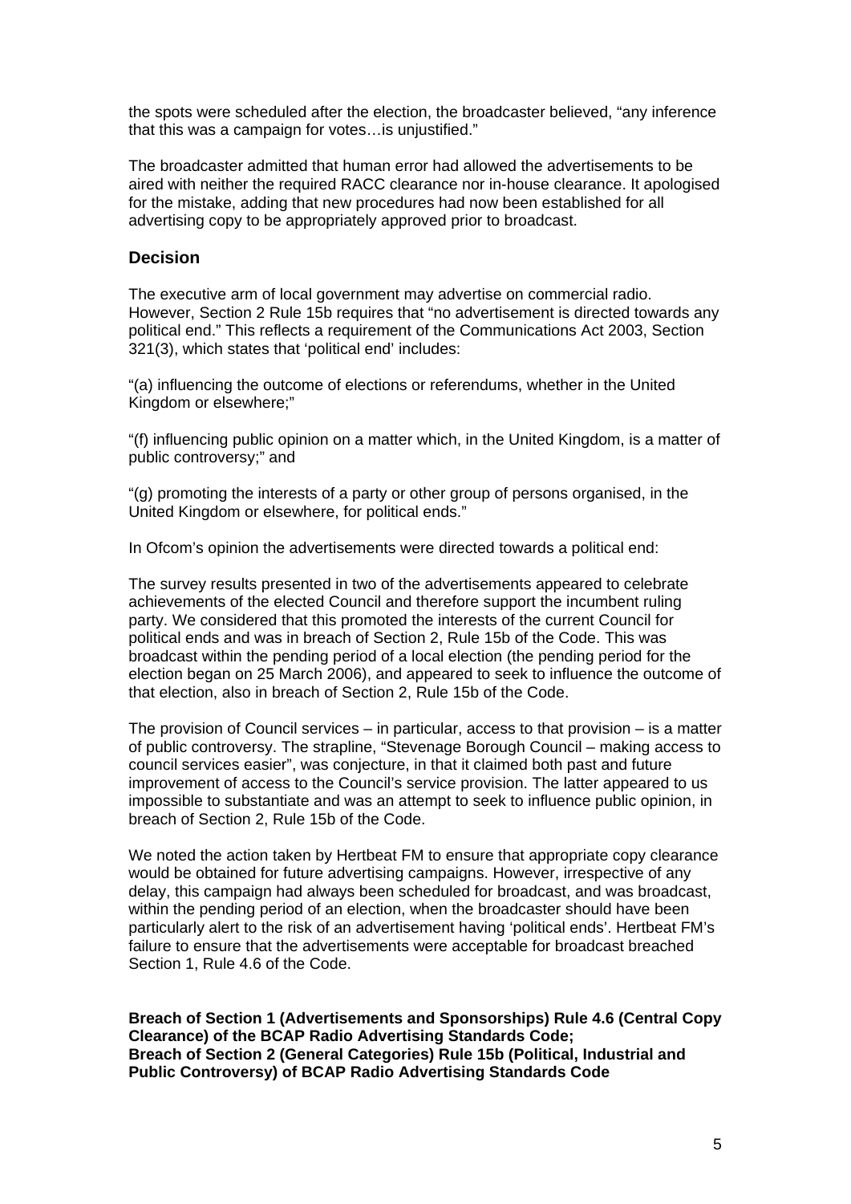the spots were scheduled after the election, the broadcaster believed, "any inference that this was a campaign for votes…is unjustified."

The broadcaster admitted that human error had allowed the advertisements to be aired with neither the required RACC clearance nor in-house clearance. It apologised for the mistake, adding that new procedures had now been established for all advertising copy to be appropriately approved prior to broadcast.

## Decision

The executive arm of local government may advertise on commercial radio. However, Section 2 Rule 15b requires that "no advertisement is directed towards any political end." This reflects a requirement of the Communications Act 2003, Section 321(3), which states that 'political end' includes:

"(a) influencing the outcome of elections or referendums, whether in the United Kingdom or elsewhere;"

"(f) influencing public opinion on a matter which, in the United Kingdom, is a matter of public controversy;" and

"(g) promoting the interests of a party or other group of persons organised, in the United Kingdom or elsewhere, for political ends."

In Ofcom's opinion the advertisements were directed towards a political end:

The survey results presented in two of the advertisements appeared to celebrate achievements of the elected Council and therefore support the incumbent ruling party. We considered that this promoted the interests of the current Council for political ends and was in breach of Section 2, Rule 15b of the Code. This was broadcast within the pending period of a local election (the pending period for the election began on 25 March 2006), and appeared to seek to influence the outcome of that election, also in breach of Section 2, Rule 15b of the Code.

The provision of Council services – in particular, access to that provision – is a matter of public controversy. The strapline, "Stevenage Borough Council – making access to council services easier", was conjecture, in that it claimed both past and future improvement of access to the Council's service provision. The latter appeared to us impossible to substantiate and was an attempt to seek to influence public opinion, in breach of Section 2, Rule 15b of the Code.

We noted the action taken by Hertbeat FM to ensure that appropriate copy clearance would be obtained for future advertising campaigns. However, irrespective of any delay, this campaign had always been scheduled for broadcast, and was broadcast, within the pending period of an election, when the broadcaster should have been particularly alert to the risk of an advertisement having 'political ends'. Hertbeat FM's failure to ensure that the advertisements were acceptable for broadcast breached Section 1, Rule 4.6 of the Code.

**Breach of Section 1 (Advertisements and Sponsorships) Rule 4.6 (Central Copy Clearance) of the BCAP Radio Advertising Standards Code;**
**Breach of Section 2 (General Categories) Rule 15b (Political, Industrial and Public Controversy) of BCAP Radio Advertising Standards Code**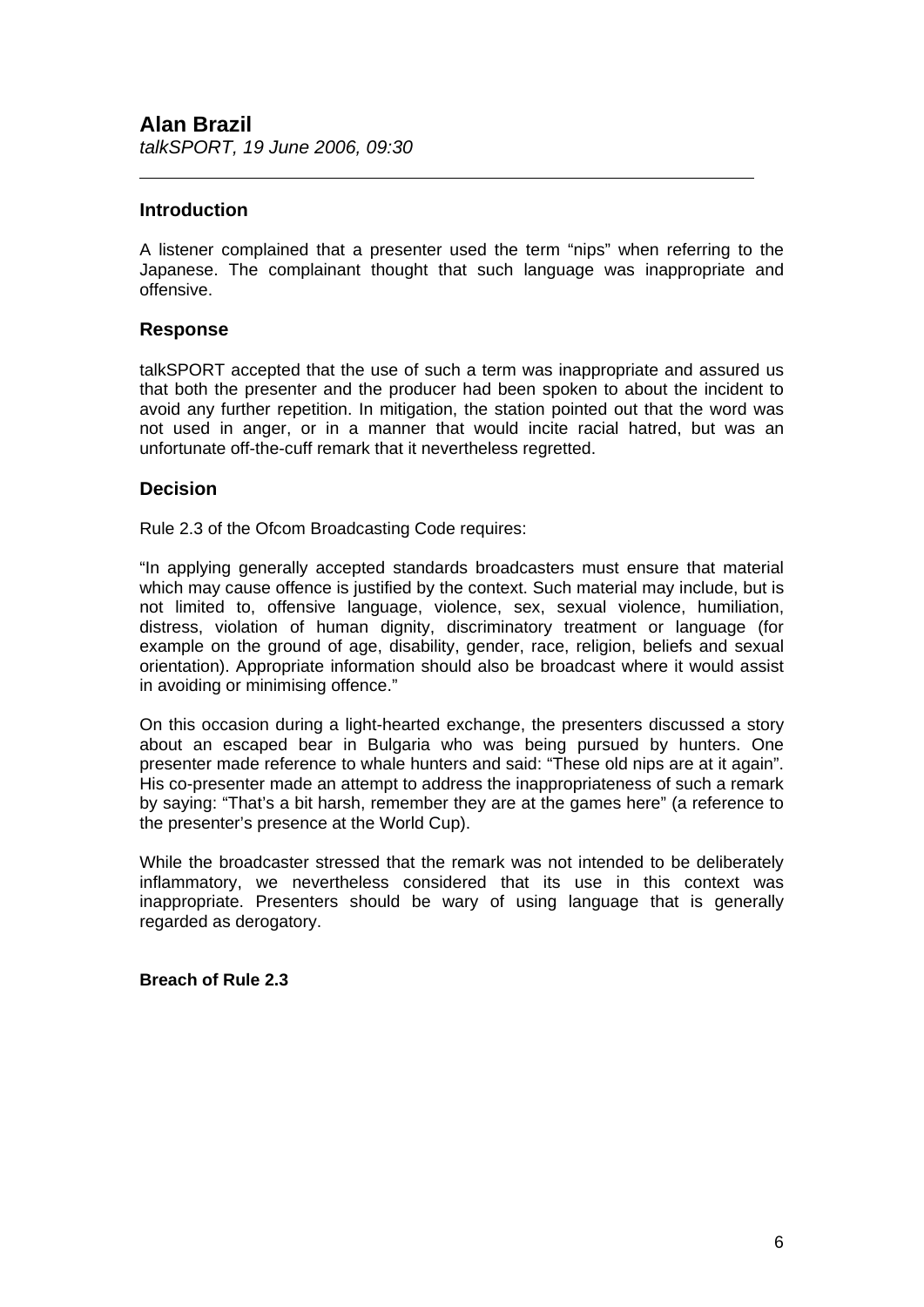## Alan Brazil

*talkSPORT, 19 June 2006, 09:30*

---

### Introduction

A listener complained that a presenter used the term "nips" when referring to the Japanese. The complainant thought that such language was inappropriate and offensive.

### Response

talkSPORT accepted that the use of such a term was inappropriate and assured us that both the presenter and the producer had been spoken to about the incident to avoid any further repetition. In mitigation, the station pointed out that the word was not used in anger, or in a manner that would incite racial hatred, but was an unfortunate off-the-cuff remark that it nevertheless regretted.

### Decision

Rule 2.3 of the Ofcom Broadcasting Code requires:

"In applying generally accepted standards broadcasters must ensure that material which may cause offence is justified by the context. Such material may include, but is not limited to, offensive language, violence, sex, sexual violence, humiliation, distress, violation of human dignity, discriminatory treatment or language (for example on the ground of age, disability, gender, race, religion, beliefs and sexual orientation). Appropriate information should also be broadcast where it would assist in avoiding or minimising offence."

On this occasion during a light-hearted exchange, the presenters discussed a story about an escaped bear in Bulgaria who was being pursued by hunters. One presenter made reference to whale hunters and said: "These old nips are at it again". His co-presenter made an attempt to address the inappropriateness of such a remark by saying: "That's a bit harsh, remember they are at the games here" (a reference to the presenter's presence at the World Cup).

While the broadcaster stressed that the remark was not intended to be deliberately inflammatory, we nevertheless considered that its use in this context was inappropriate. Presenters should be wary of using language that is generally regarded as derogatory.

**Breach of Rule 2.3**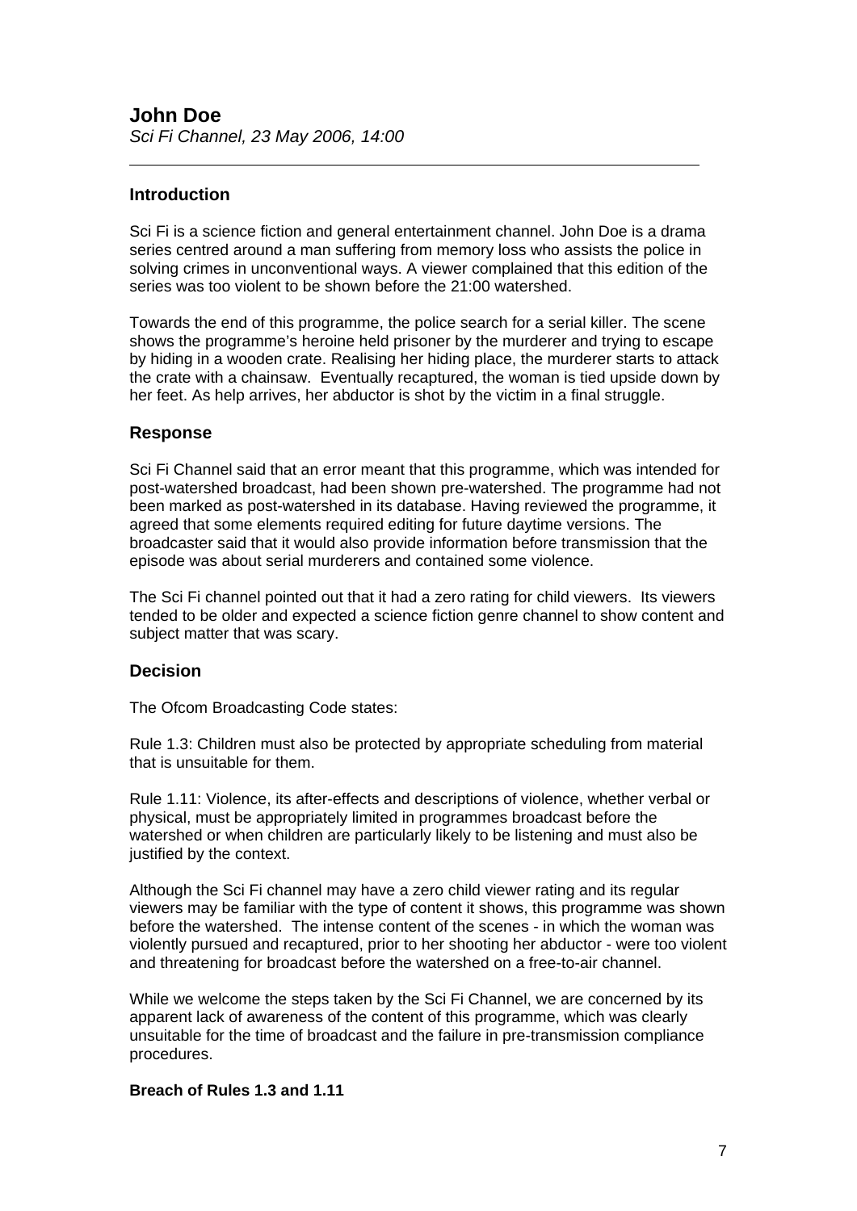## John Doe

*Sci Fi Channel, 23 May 2006, 14:00*

---

### Introduction

Sci Fi is a science fiction and general entertainment channel. John Doe is a drama series centred around a man suffering from memory loss who assists the police in solving crimes in unconventional ways. A viewer complained that this edition of the series was too violent to be shown before the 21:00 watershed.

Towards the end of this programme, the police search for a serial killer. The scene shows the programme's heroine held prisoner by the murderer and trying to escape by hiding in a wooden crate. Realising her hiding place, the murderer starts to attack the crate with a chainsaw. Eventually recaptured, the woman is tied upside down by her feet. As help arrives, her abductor is shot by the victim in a final struggle.

### Response

Sci Fi Channel said that an error meant that this programme, which was intended for post-watershed broadcast, had been shown pre-watershed. The programme had not been marked as post-watershed in its database. Having reviewed the programme, it agreed that some elements required editing for future daytime versions. The broadcaster said that it would also provide information before transmission that the episode was about serial murderers and contained some violence.

The Sci Fi channel pointed out that it had a zero rating for child viewers. Its viewers tended to be older and expected a science fiction genre channel to show content and subject matter that was scary.

### Decision

The Ofcom Broadcasting Code states:

Rule 1.3: Children must also be protected by appropriate scheduling from material that is unsuitable for them.

Rule 1.11: Violence, its after-effects and descriptions of violence, whether verbal or physical, must be appropriately limited in programmes broadcast before the watershed or when children are particularly likely to be listening and must also be justified by the context.

Although the Sci Fi channel may have a zero child viewer rating and its regular viewers may be familiar with the type of content it shows, this programme was shown before the watershed. The intense content of the scenes - in which the woman was violently pursued and recaptured, prior to her shooting her abductor - were too violent and threatening for broadcast before the watershed on a free-to-air channel.

While we welcome the steps taken by the Sci Fi Channel, we are concerned by its apparent lack of awareness of the content of this programme, which was clearly unsuitable for the time of broadcast and the failure in pre-transmission compliance procedures.

**Breach of Rules 1.3 and 1.11**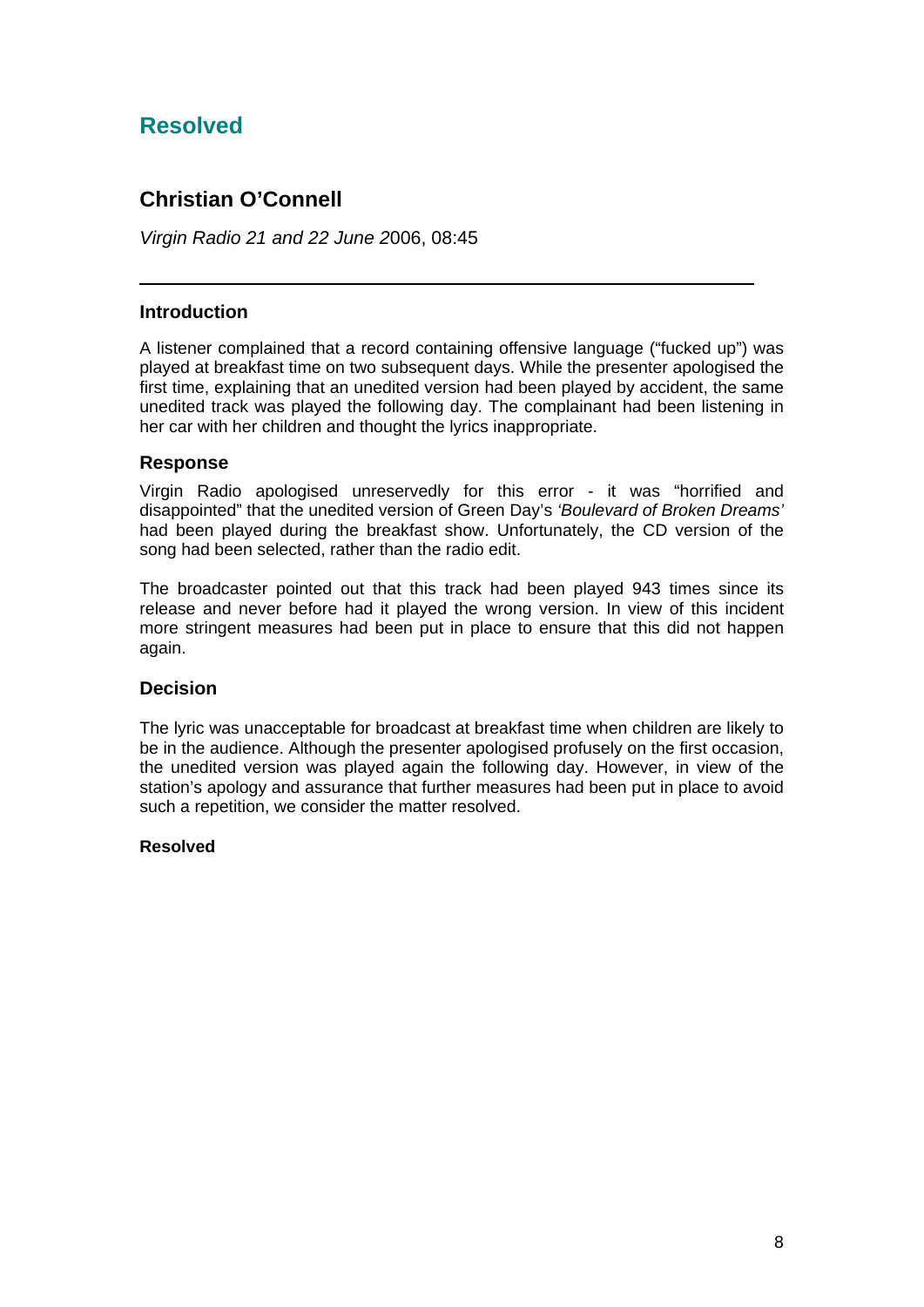## Resolved

### Christian O'Connell

*Virgin Radio 21 and 22 June 2*006, 08:45

---

#### Introduction

A listener complained that a record containing offensive language ("fucked up") was played at breakfast time on two subsequent days. While the presenter apologised the first time, explaining that an unedited version had been played by accident, the same unedited track was played the following day. The complainant had been listening in her car with her children and thought the lyrics inappropriate.

#### Response

Virgin Radio apologised unreservedly for this error - it was "horrified and disappointed" that the unedited version of Green Day's *'Boulevard of Broken Dreams'* had been played during the breakfast show. Unfortunately, the CD version of the song had been selected, rather than the radio edit.

The broadcaster pointed out that this track had been played 943 times since its release and never before had it played the wrong version. In view of this incident more stringent measures had been put in place to ensure that this did not happen again.

#### Decision

The lyric was unacceptable for broadcast at breakfast time when children are likely to be in the audience. Although the presenter apologised profusely on the first occasion, the unedited version was played again the following day. However, in view of the station's apology and assurance that further measures had been put in place to avoid such a repetition, we consider the matter resolved.

**Resolved**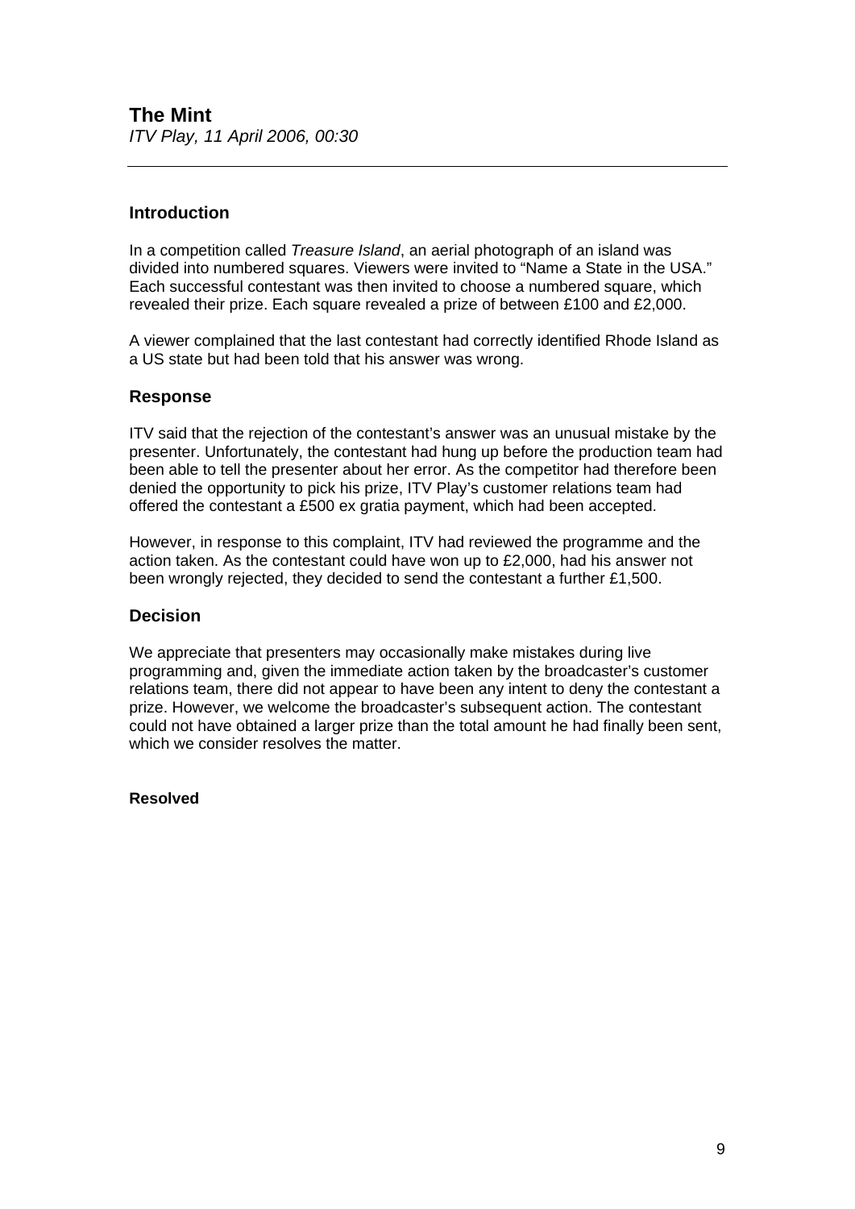## The Mint

*ITV Play, 11 April 2006, 00:30*

---

### Introduction

In a competition called *Treasure Island*, an aerial photograph of an island was divided into numbered squares. Viewers were invited to "Name a State in the USA." Each successful contestant was then invited to choose a numbered square, which revealed their prize. Each square revealed a prize of between £100 and £2,000.

A viewer complained that the last contestant had correctly identified Rhode Island as a US state but had been told that his answer was wrong.

### Response

ITV said that the rejection of the contestant's answer was an unusual mistake by the presenter. Unfortunately, the contestant had hung up before the production team had been able to tell the presenter about her error. As the competitor had therefore been denied the opportunity to pick his prize, ITV Play's customer relations team had offered the contestant a £500 ex gratia payment, which had been accepted.

However, in response to this complaint, ITV had reviewed the programme and the action taken. As the contestant could have won up to £2,000, had his answer not been wrongly rejected, they decided to send the contestant a further £1,500.

### Decision

We appreciate that presenters may occasionally make mistakes during live programming and, given the immediate action taken by the broadcaster's customer relations team, there did not appear to have been any intent to deny the contestant a prize. However, we welcome the broadcaster's subsequent action. The contestant could not have obtained a larger prize than the total amount he had finally been sent, which we consider resolves the matter.

**Resolved**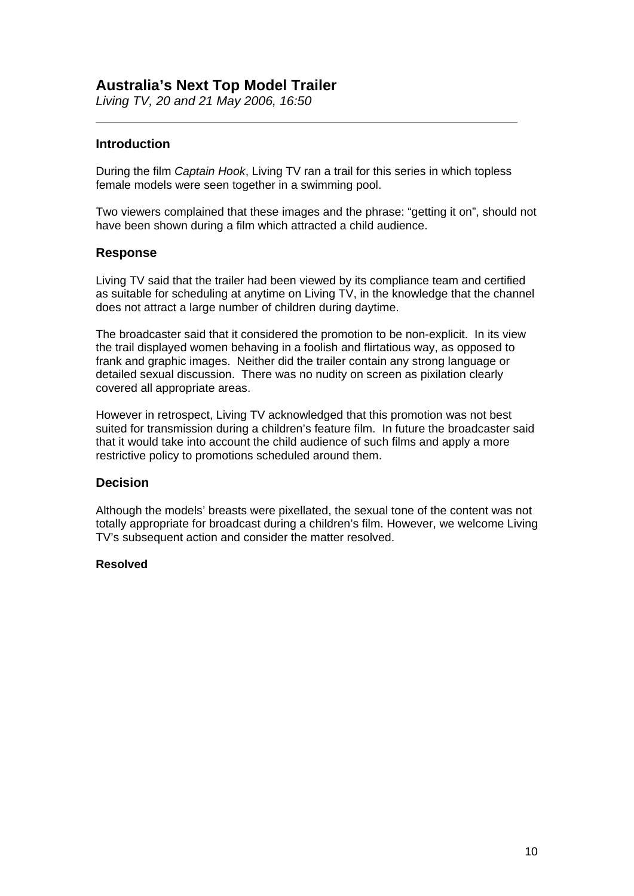## Australia's Next Top Model Trailer

*Living TV, 20 and 21 May 2006, 16:50*

---

### Introduction

During the film *Captain Hook*, Living TV ran a trail for this series in which topless female models were seen together in a swimming pool.

Two viewers complained that these images and the phrase: "getting it on", should not have been shown during a film which attracted a child audience.

### Response

Living TV said that the trailer had been viewed by its compliance team and certified as suitable for scheduling at anytime on Living TV, in the knowledge that the channel does not attract a large number of children during daytime.

The broadcaster said that it considered the promotion to be non-explicit. In its view the trail displayed women behaving in a foolish and flirtatious way, as opposed to frank and graphic images. Neither did the trailer contain any strong language or detailed sexual discussion. There was no nudity on screen as pixilation clearly covered all appropriate areas.

However in retrospect, Living TV acknowledged that this promotion was not best suited for transmission during a children's feature film. In future the broadcaster said that it would take into account the child audience of such films and apply a more restrictive policy to promotions scheduled around them.

### Decision

Although the models' breasts were pixellated, the sexual tone of the content was not totally appropriate for broadcast during a children's film. However, we welcome Living TV's subsequent action and consider the matter resolved.

**Resolved**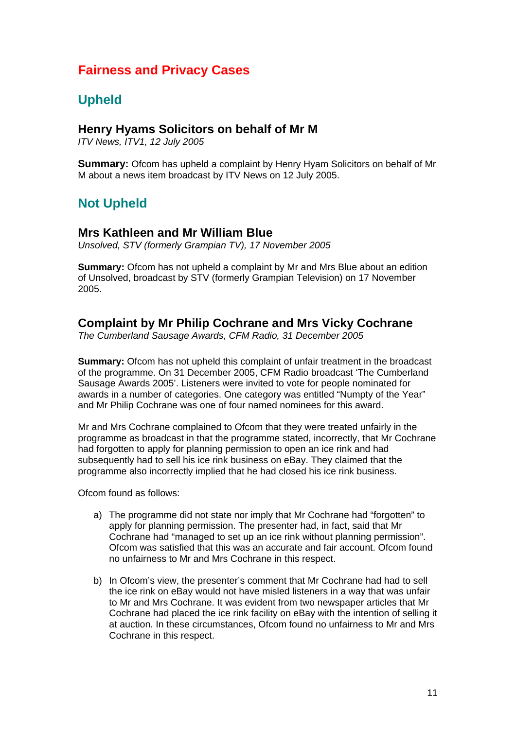# Fairness and Privacy Cases

## Upheld

### Henry Hyams Solicitors on behalf of Mr M

*ITV News, ITV1, 12 July 2005*

**Summary:** Ofcom has upheld a complaint by Henry Hyam Solicitors on behalf of Mr M about a news item broadcast by ITV News on 12 July 2005.

## Not Upheld

### Mrs Kathleen and Mr William Blue

*Unsolved, STV (formerly Grampian TV), 17 November 2005*

**Summary:** Ofcom has not upheld a complaint by Mr and Mrs Blue about an edition of Unsolved, broadcast by STV (formerly Grampian Television) on 17 November 2005.

### Complaint by Mr Philip Cochrane and Mrs Vicky Cochrane

*The Cumberland Sausage Awards, CFM Radio, 31 December 2005*

**Summary:** Ofcom has not upheld this complaint of unfair treatment in the broadcast of the programme. On 31 December 2005, CFM Radio broadcast 'The Cumberland Sausage Awards 2005'. Listeners were invited to vote for people nominated for awards in a number of categories. One category was entitled "Numpty of the Year" and Mr Philip Cochrane was one of four named nominees for this award.

Mr and Mrs Cochrane complained to Ofcom that they were treated unfairly in the programme as broadcast in that the programme stated, incorrectly, that Mr Cochrane had forgotten to apply for planning permission to open an ice rink and had subsequently had to sell his ice rink business on eBay. They claimed that the programme also incorrectly implied that he had closed his ice rink business.

Ofcom found as follows:

a) The programme did not state nor imply that Mr Cochrane had "forgotten" to apply for planning permission. The presenter had, in fact, said that Mr Cochrane had "managed to set up an ice rink without planning permission". Ofcom was satisfied that this was an accurate and fair account. Ofcom found no unfairness to Mr and Mrs Cochrane in this respect.

b) In Ofcom's view, the presenter's comment that Mr Cochrane had had to sell the ice rink on eBay would not have misled listeners in a way that was unfair to Mr and Mrs Cochrane. It was evident from two newspaper articles that Mr Cochrane had placed the ice rink facility on eBay with the intention of selling it at auction. In these circumstances, Ofcom found no unfairness to Mr and Mrs Cochrane in this respect.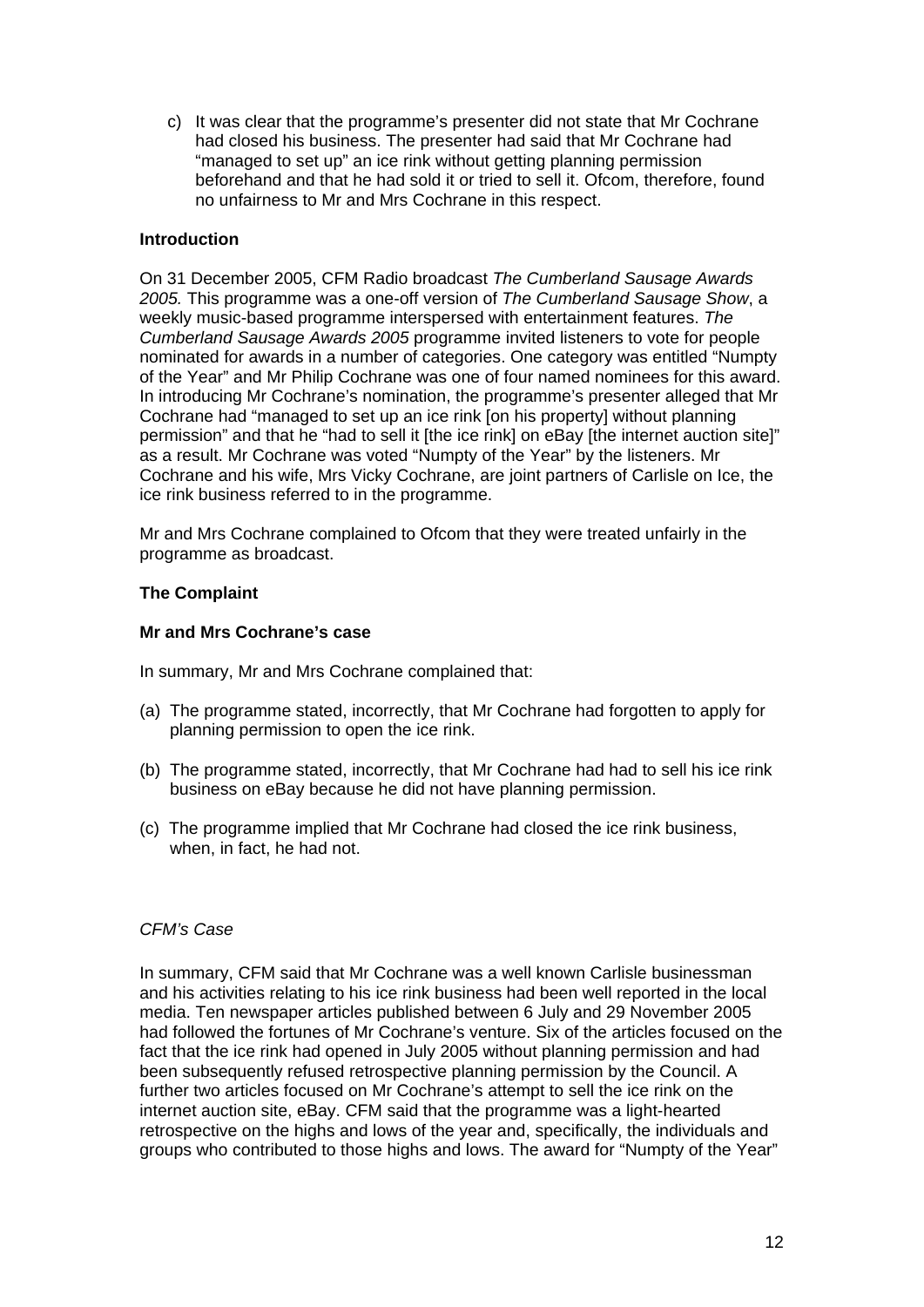c) It was clear that the programme's presenter did not state that Mr Cochrane had closed his business. The presenter had said that Mr Cochrane had "managed to set up" an ice rink without getting planning permission beforehand and that he had sold it or tried to sell it. Ofcom, therefore, found no unfairness to Mr and Mrs Cochrane in this respect.

**Introduction**

On 31 December 2005, CFM Radio broadcast *The Cumberland Sausage Awards 2005.* This programme was a one-off version of *The Cumberland Sausage Show*, a weekly music-based programme interspersed with entertainment features. *The Cumberland Sausage Awards 2005* programme invited listeners to vote for people nominated for awards in a number of categories. One category was entitled "Numpty of the Year" and Mr Philip Cochrane was one of four named nominees for this award. In introducing Mr Cochrane's nomination, the programme's presenter alleged that Mr Cochrane had "managed to set up an ice rink [on his property] without planning permission" and that he "had to sell it [the ice rink] on eBay [the internet auction site]" as a result. Mr Cochrane was voted "Numpty of the Year" by the listeners. Mr Cochrane and his wife, Mrs Vicky Cochrane, are joint partners of Carlisle on Ice, the ice rink business referred to in the programme.

Mr and Mrs Cochrane complained to Ofcom that they were treated unfairly in the programme as broadcast.

**The Complaint**

**Mr and Mrs Cochrane's case**

In summary, Mr and Mrs Cochrane complained that:

(a) The programme stated, incorrectly, that Mr Cochrane had forgotten to apply for planning permission to open the ice rink.

(b) The programme stated, incorrectly, that Mr Cochrane had had to sell his ice rink business on eBay because he did not have planning permission.

(c) The programme implied that Mr Cochrane had closed the ice rink business, when, in fact, he had not.

*CFM's Case*

In summary, CFM said that Mr Cochrane was a well known Carlisle businessman and his activities relating to his ice rink business had been well reported in the local media. Ten newspaper articles published between 6 July and 29 November 2005 had followed the fortunes of Mr Cochrane's venture. Six of the articles focused on the fact that the ice rink had opened in July 2005 without planning permission and had been subsequently refused retrospective planning permission by the Council. A further two articles focused on Mr Cochrane's attempt to sell the ice rink on the internet auction site, eBay. CFM said that the programme was a light-hearted retrospective on the highs and lows of the year and, specifically, the individuals and groups who contributed to those highs and lows. The award for "Numpty of the Year"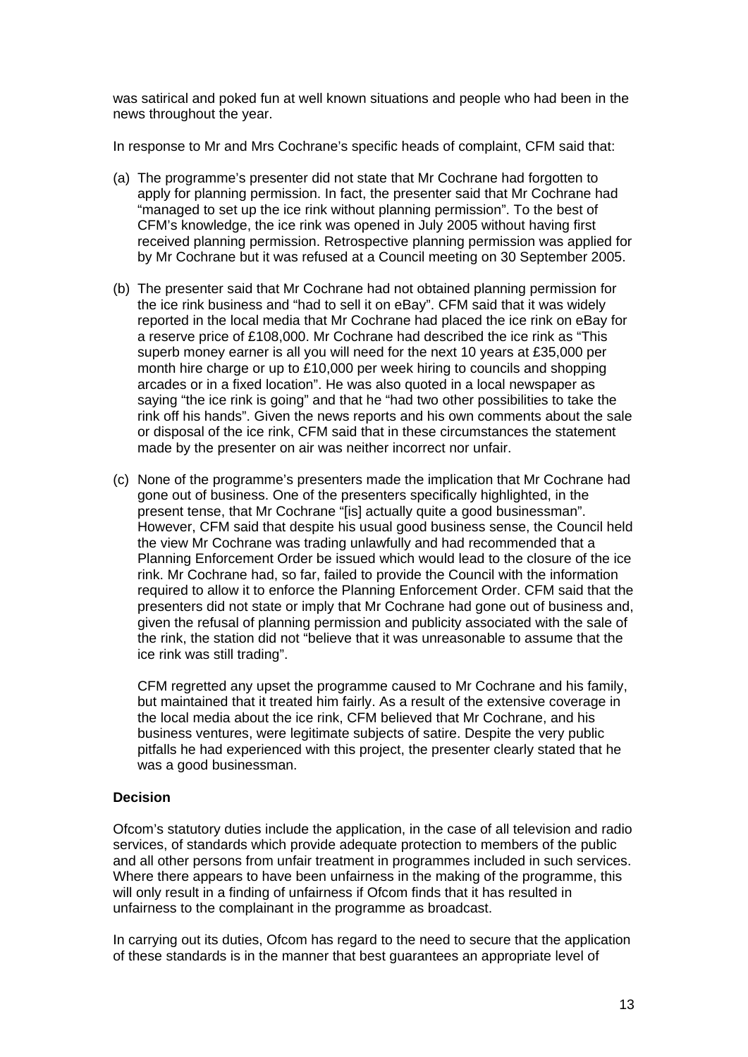was satirical and poked fun at well known situations and people who had been in the news throughout the year.

In response to Mr and Mrs Cochrane's specific heads of complaint, CFM said that:

(a) The programme's presenter did not state that Mr Cochrane had forgotten to apply for planning permission. In fact, the presenter said that Mr Cochrane had "managed to set up the ice rink without planning permission". To the best of CFM's knowledge, the ice rink was opened in July 2005 without having first received planning permission. Retrospective planning permission was applied for by Mr Cochrane but it was refused at a Council meeting on 30 September 2005.

(b) The presenter said that Mr Cochrane had not obtained planning permission for the ice rink business and "had to sell it on eBay". CFM said that it was widely reported in the local media that Mr Cochrane had placed the ice rink on eBay for a reserve price of £108,000. Mr Cochrane had described the ice rink as "This superb money earner is all you will need for the next 10 years at £35,000 per month hire charge or up to £10,000 per week hiring to councils and shopping arcades or in a fixed location". He was also quoted in a local newspaper as saying "the ice rink is going" and that he "had two other possibilities to take the rink off his hands". Given the news reports and his own comments about the sale or disposal of the ice rink, CFM said that in these circumstances the statement made by the presenter on air was neither incorrect nor unfair.

(c) None of the programme's presenters made the implication that Mr Cochrane had gone out of business. One of the presenters specifically highlighted, in the present tense, that Mr Cochrane "[is] actually quite a good businessman". However, CFM said that despite his usual good business sense, the Council held the view Mr Cochrane was trading unlawfully and had recommended that a Planning Enforcement Order be issued which would lead to the closure of the ice rink. Mr Cochrane had, so far, failed to provide the Council with the information required to allow it to enforce the Planning Enforcement Order. CFM said that the presenters did not state or imply that Mr Cochrane had gone out of business and, given the refusal of planning permission and publicity associated with the sale of the rink, the station did not "believe that it was unreasonable to assume that the ice rink was still trading".

   CFM regretted any upset the programme caused to Mr Cochrane and his family, but maintained that it treated him fairly. As a result of the extensive coverage in the local media about the ice rink, CFM believed that Mr Cochrane, and his business ventures, were legitimate subjects of satire. Despite the very public pitfalls he had experienced with this project, the presenter clearly stated that he was a good businessman.

**Decision**

Ofcom's statutory duties include the application, in the case of all television and radio services, of standards which provide adequate protection to members of the public and all other persons from unfair treatment in programmes included in such services. Where there appears to have been unfairness in the making of the programme, this will only result in a finding of unfairness if Ofcom finds that it has resulted in unfairness to the complainant in the programme as broadcast.

In carrying out its duties, Ofcom has regard to the need to secure that the application of these standards is in the manner that best guarantees an appropriate level of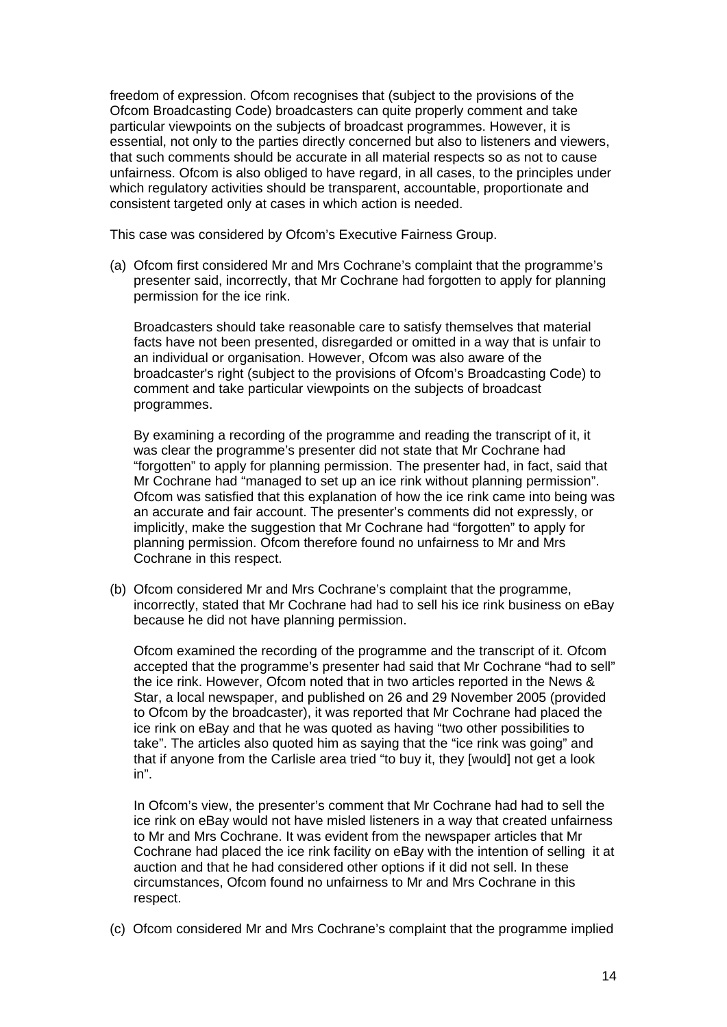freedom of expression. Ofcom recognises that (subject to the provisions of the Ofcom Broadcasting Code) broadcasters can quite properly comment and take particular viewpoints on the subjects of broadcast programmes. However, it is essential, not only to the parties directly concerned but also to listeners and viewers, that such comments should be accurate in all material respects so as not to cause unfairness. Ofcom is also obliged to have regard, in all cases, to the principles under which regulatory activities should be transparent, accountable, proportionate and consistent targeted only at cases in which action is needed.

This case was considered by Ofcom's Executive Fairness Group.

(a) Ofcom first considered Mr and Mrs Cochrane's complaint that the programme's presenter said, incorrectly, that Mr Cochrane had forgotten to apply for planning permission for the ice rink.

Broadcasters should take reasonable care to satisfy themselves that material facts have not been presented, disregarded or omitted in a way that is unfair to an individual or organisation. However, Ofcom was also aware of the broadcaster's right (subject to the provisions of Ofcom's Broadcasting Code) to comment and take particular viewpoints on the subjects of broadcast programmes.

By examining a recording of the programme and reading the transcript of it, it was clear the programme's presenter did not state that Mr Cochrane had "forgotten" to apply for planning permission. The presenter had, in fact, said that Mr Cochrane had "managed to set up an ice rink without planning permission". Ofcom was satisfied that this explanation of how the ice rink came into being was an accurate and fair account. The presenter's comments did not expressly, or implicitly, make the suggestion that Mr Cochrane had "forgotten" to apply for planning permission. Ofcom therefore found no unfairness to Mr and Mrs Cochrane in this respect.

(b) Ofcom considered Mr and Mrs Cochrane's complaint that the programme, incorrectly, stated that Mr Cochrane had had to sell his ice rink business on eBay because he did not have planning permission.

Ofcom examined the recording of the programme and the transcript of it. Ofcom accepted that the programme's presenter had said that Mr Cochrane "had to sell" the ice rink. However, Ofcom noted that in two articles reported in the News & Star, a local newspaper, and published on 26 and 29 November 2005 (provided to Ofcom by the broadcaster), it was reported that Mr Cochrane had placed the ice rink on eBay and that he was quoted as having "two other possibilities to take". The articles also quoted him as saying that the "ice rink was going" and that if anyone from the Carlisle area tried "to buy it, they [would] not get a look in".

In Ofcom's view, the presenter's comment that Mr Cochrane had had to sell the ice rink on eBay would not have misled listeners in a way that created unfairness to Mr and Mrs Cochrane. It was evident from the newspaper articles that Mr Cochrane had placed the ice rink facility on eBay with the intention of selling it at auction and that he had considered other options if it did not sell. In these circumstances, Ofcom found no unfairness to Mr and Mrs Cochrane in this respect.

(c) Ofcom considered Mr and Mrs Cochrane's complaint that the programme implied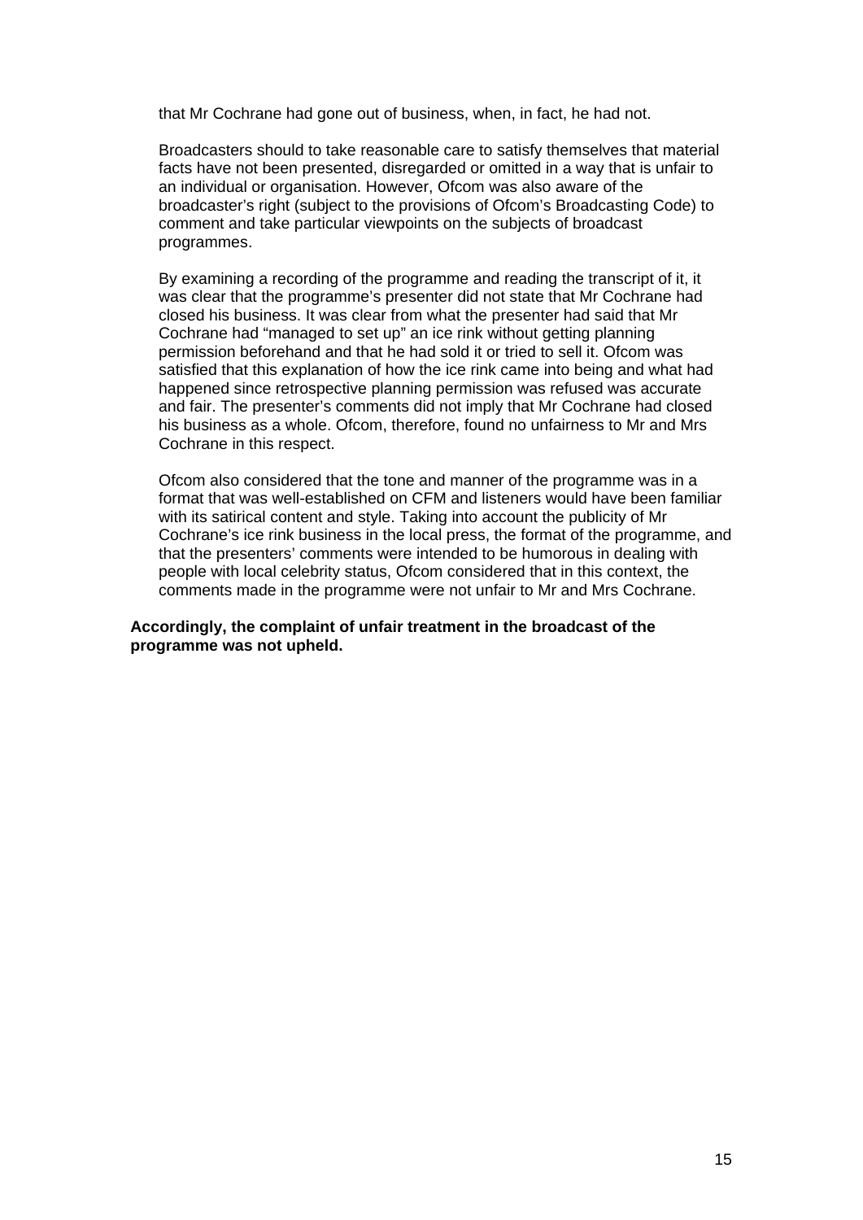that Mr Cochrane had gone out of business, when, in fact, he had not.

Broadcasters should to take reasonable care to satisfy themselves that material facts have not been presented, disregarded or omitted in a way that is unfair to an individual or organisation. However, Ofcom was also aware of the broadcaster's right (subject to the provisions of Ofcom's Broadcasting Code) to comment and take particular viewpoints on the subjects of broadcast programmes.

By examining a recording of the programme and reading the transcript of it, it was clear that the programme's presenter did not state that Mr Cochrane had closed his business. It was clear from what the presenter had said that Mr Cochrane had "managed to set up" an ice rink without getting planning permission beforehand and that he had sold it or tried to sell it. Ofcom was satisfied that this explanation of how the ice rink came into being and what had happened since retrospective planning permission was refused was accurate and fair. The presenter's comments did not imply that Mr Cochrane had closed his business as a whole. Ofcom, therefore, found no unfairness to Mr and Mrs Cochrane in this respect.

Ofcom also considered that the tone and manner of the programme was in a format that was well-established on CFM and listeners would have been familiar with its satirical content and style. Taking into account the publicity of Mr Cochrane's ice rink business in the local press, the format of the programme, and that the presenters' comments were intended to be humorous in dealing with people with local celebrity status, Ofcom considered that in this context, the comments made in the programme were not unfair to Mr and Mrs Cochrane.

**Accordingly, the complaint of unfair treatment in the broadcast of the programme was not upheld.**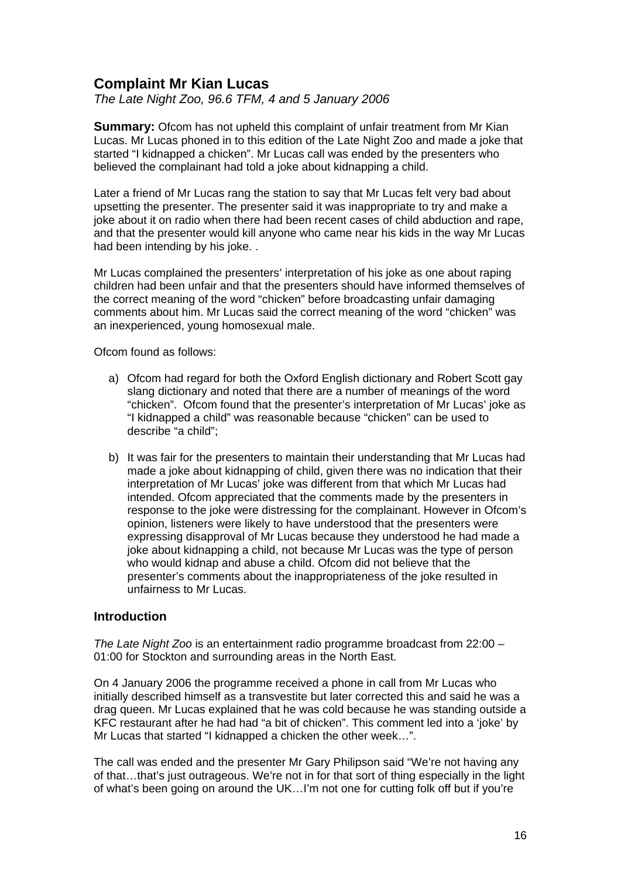## Complaint Mr Kian Lucas

*The Late Night Zoo, 96.6 TFM, 4 and 5 January 2006*

**Summary:** Ofcom has not upheld this complaint of unfair treatment from Mr Kian Lucas. Mr Lucas phoned in to this edition of the Late Night Zoo and made a joke that started "I kidnapped a chicken". Mr Lucas call was ended by the presenters who believed the complainant had told a joke about kidnapping a child.

Later a friend of Mr Lucas rang the station to say that Mr Lucas felt very bad about upsetting the presenter. The presenter said it was inappropriate to try and make a joke about it on radio when there had been recent cases of child abduction and rape, and that the presenter would kill anyone who came near his kids in the way Mr Lucas had been intending by his joke. .

Mr Lucas complained the presenters' interpretation of his joke as one about raping children had been unfair and that the presenters should have informed themselves of the correct meaning of the word "chicken" before broadcasting unfair damaging comments about him. Mr Lucas said the correct meaning of the word "chicken" was an inexperienced, young homosexual male.

Ofcom found as follows:

a) Ofcom had regard for both the Oxford English dictionary and Robert Scott gay slang dictionary and noted that there are a number of meanings of the word "chicken". Ofcom found that the presenter's interpretation of Mr Lucas' joke as "I kidnapped a child" was reasonable because "chicken" can be used to describe "a child";

b) It was fair for the presenters to maintain their understanding that Mr Lucas had made a joke about kidnapping of child, given there was no indication that their interpretation of Mr Lucas' joke was different from that which Mr Lucas had intended. Ofcom appreciated that the comments made by the presenters in response to the joke were distressing for the complainant. However in Ofcom's opinion, listeners were likely to have understood that the presenters were expressing disapproval of Mr Lucas because they understood he had made a joke about kidnapping a child, not because Mr Lucas was the type of person who would kidnap and abuse a child. Ofcom did not believe that the presenter's comments about the inappropriateness of the joke resulted in unfairness to Mr Lucas.

### Introduction

*The Late Night Zoo* is an entertainment radio programme broadcast from 22:00 – 01:00 for Stockton and surrounding areas in the North East.

On 4 January 2006 the programme received a phone in call from Mr Lucas who initially described himself as a transvestite but later corrected this and said he was a drag queen. Mr Lucas explained that he was cold because he was standing outside a KFC restaurant after he had had "a bit of chicken". This comment led into a 'joke' by Mr Lucas that started "I kidnapped a chicken the other week…".

The call was ended and the presenter Mr Gary Philipson said "We're not having any of that…that's just outrageous. We're not in for that sort of thing especially in the light of what's been going on around the UK…I'm not one for cutting folk off but if you're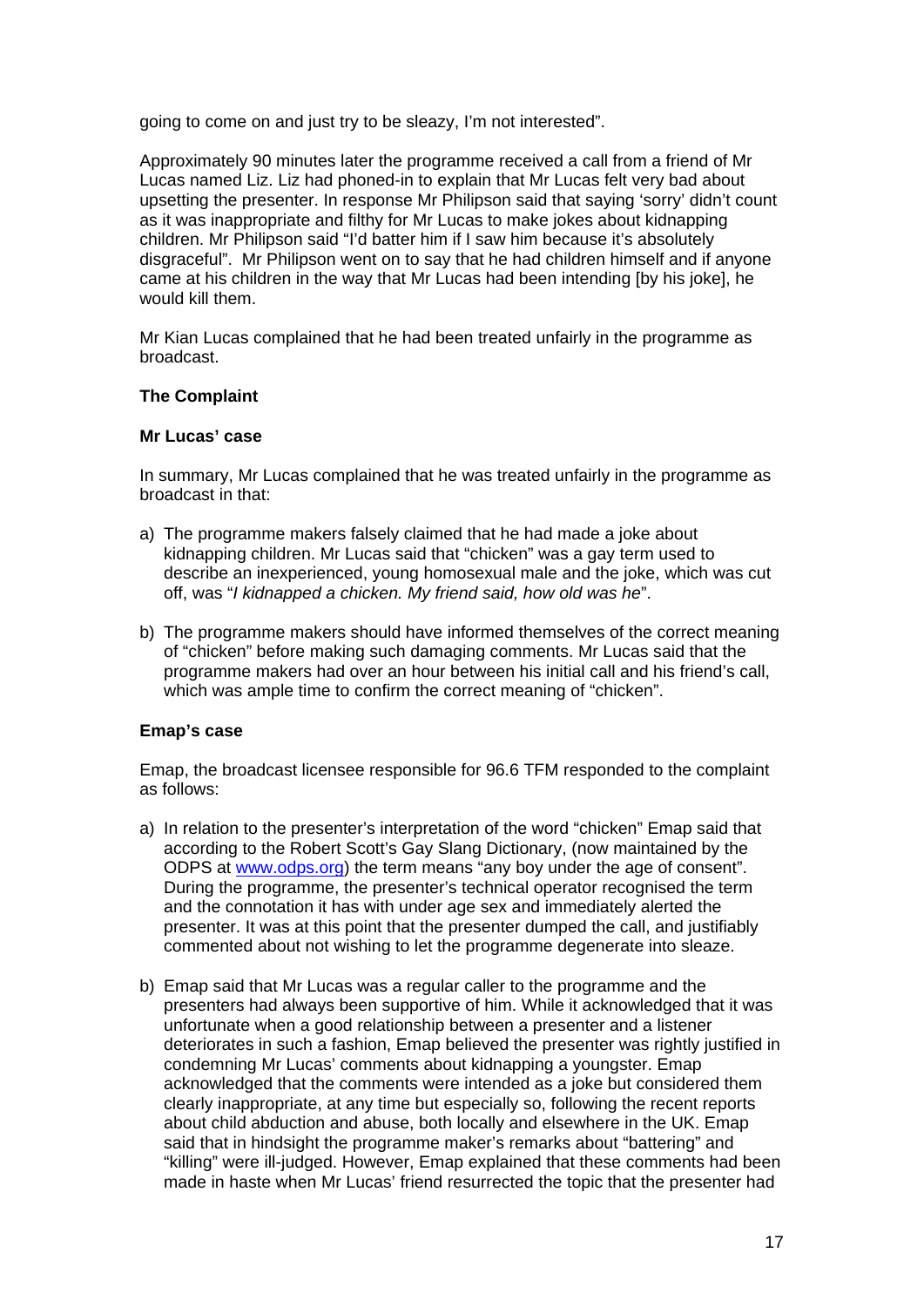going to come on and just try to be sleazy, I'm not interested".

Approximately 90 minutes later the programme received a call from a friend of Mr Lucas named Liz. Liz had phoned-in to explain that Mr Lucas felt very bad about upsetting the presenter. In response Mr Philipson said that saying 'sorry' didn't count as it was inappropriate and filthy for Mr Lucas to make jokes about kidnapping children. Mr Philipson said "I'd batter him if I saw him because it's absolutely disgraceful". Mr Philipson went on to say that he had children himself and if anyone came at his children in the way that Mr Lucas had been intending [by his joke], he would kill them.

Mr Kian Lucas complained that he had been treated unfairly in the programme as broadcast.

**The Complaint**

**Mr Lucas' case**

In summary, Mr Lucas complained that he was treated unfairly in the programme as broadcast in that:

a) The programme makers falsely claimed that he had made a joke about kidnapping children. Mr Lucas said that "chicken" was a gay term used to describe an inexperienced, young homosexual male and the joke, which was cut off, was "*I kidnapped a chicken. My friend said, how old was he*".

b) The programme makers should have informed themselves of the correct meaning of "chicken" before making such damaging comments. Mr Lucas said that the programme makers had over an hour between his initial call and his friend's call, which was ample time to confirm the correct meaning of "chicken".

**Emap's case**

Emap, the broadcast licensee responsible for 96.6 TFM responded to the complaint as follows:

a) In relation to the presenter's interpretation of the word "chicken" Emap said that according to the Robert Scott's Gay Slang Dictionary, (now maintained by the ODPS at www.odps.org) the term means "any boy under the age of consent". During the programme, the presenter's technical operator recognised the term and the connotation it has with under age sex and immediately alerted the presenter. It was at this point that the presenter dumped the call, and justifiably commented about not wishing to let the programme degenerate into sleaze.

b) Emap said that Mr Lucas was a regular caller to the programme and the presenters had always been supportive of him. While it acknowledged that it was unfortunate when a good relationship between a presenter and a listener deteriorates in such a fashion, Emap believed the presenter was rightly justified in condemning Mr Lucas' comments about kidnapping a youngster. Emap acknowledged that the comments were intended as a joke but considered them clearly inappropriate, at any time but especially so, following the recent reports about child abduction and abuse, both locally and elsewhere in the UK. Emap said that in hindsight the programme maker's remarks about "battering" and "killing" were ill-judged. However, Emap explained that these comments had been made in haste when Mr Lucas' friend resurrected the topic that the presenter had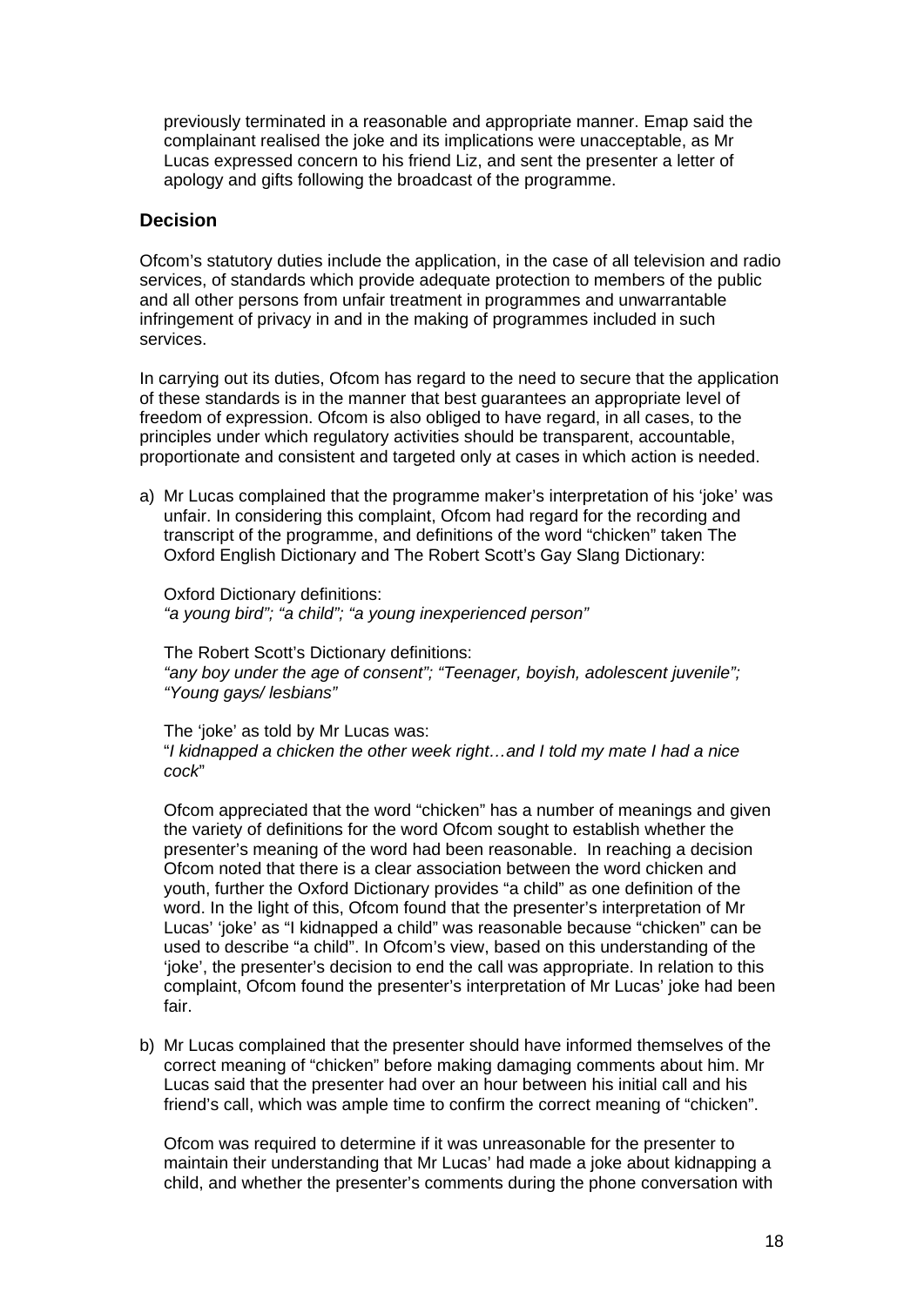previously terminated in a reasonable and appropriate manner. Emap said the complainant realised the joke and its implications were unacceptable, as Mr Lucas expressed concern to his friend Liz, and sent the presenter a letter of apology and gifts following the broadcast of the programme.

## Decision

Ofcom's statutory duties include the application, in the case of all television and radio services, of standards which provide adequate protection to members of the public and all other persons from unfair treatment in programmes and unwarrantable infringement of privacy in and in the making of programmes included in such services.

In carrying out its duties, Ofcom has regard to the need to secure that the application of these standards is in the manner that best guarantees an appropriate level of freedom of expression. Ofcom is also obliged to have regard, in all cases, to the principles under which regulatory activities should be transparent, accountable, proportionate and consistent and targeted only at cases in which action is needed.

a) Mr Lucas complained that the programme maker's interpretation of his 'joke' was unfair. In considering this complaint, Ofcom had regard for the recording and transcript of the programme, and definitions of the word "chicken" taken The Oxford English Dictionary and The Robert Scott's Gay Slang Dictionary:

   Oxford Dictionary definitions:
   *"a young bird"; "a child"; "a young inexperienced person"*

   The Robert Scott's Dictionary definitions:
   *"any boy under the age of consent"; "Teenager, boyish, adolescent juvenile"; "Young gays/ lesbians"*

   The 'joke' as told by Mr Lucas was:
   "*I kidnapped a chicken the other week right…and I told my mate I had a nice cock*"

   Ofcom appreciated that the word "chicken" has a number of meanings and given the variety of definitions for the word Ofcom sought to establish whether the presenter's meaning of the word had been reasonable. In reaching a decision Ofcom noted that there is a clear association between the word chicken and youth, further the Oxford Dictionary provides "a child" as one definition of the word. In the light of this, Ofcom found that the presenter's interpretation of Mr Lucas' 'joke' as "I kidnapped a child" was reasonable because "chicken" can be used to describe "a child". In Ofcom's view, based on this understanding of the 'joke', the presenter's decision to end the call was appropriate. In relation to this complaint, Ofcom found the presenter's interpretation of Mr Lucas' joke had been fair.

b) Mr Lucas complained that the presenter should have informed themselves of the correct meaning of "chicken" before making damaging comments about him. Mr Lucas said that the presenter had over an hour between his initial call and his friend's call, which was ample time to confirm the correct meaning of "chicken".

   Ofcom was required to determine if it was unreasonable for the presenter to maintain their understanding that Mr Lucas' had made a joke about kidnapping a child, and whether the presenter's comments during the phone conversation with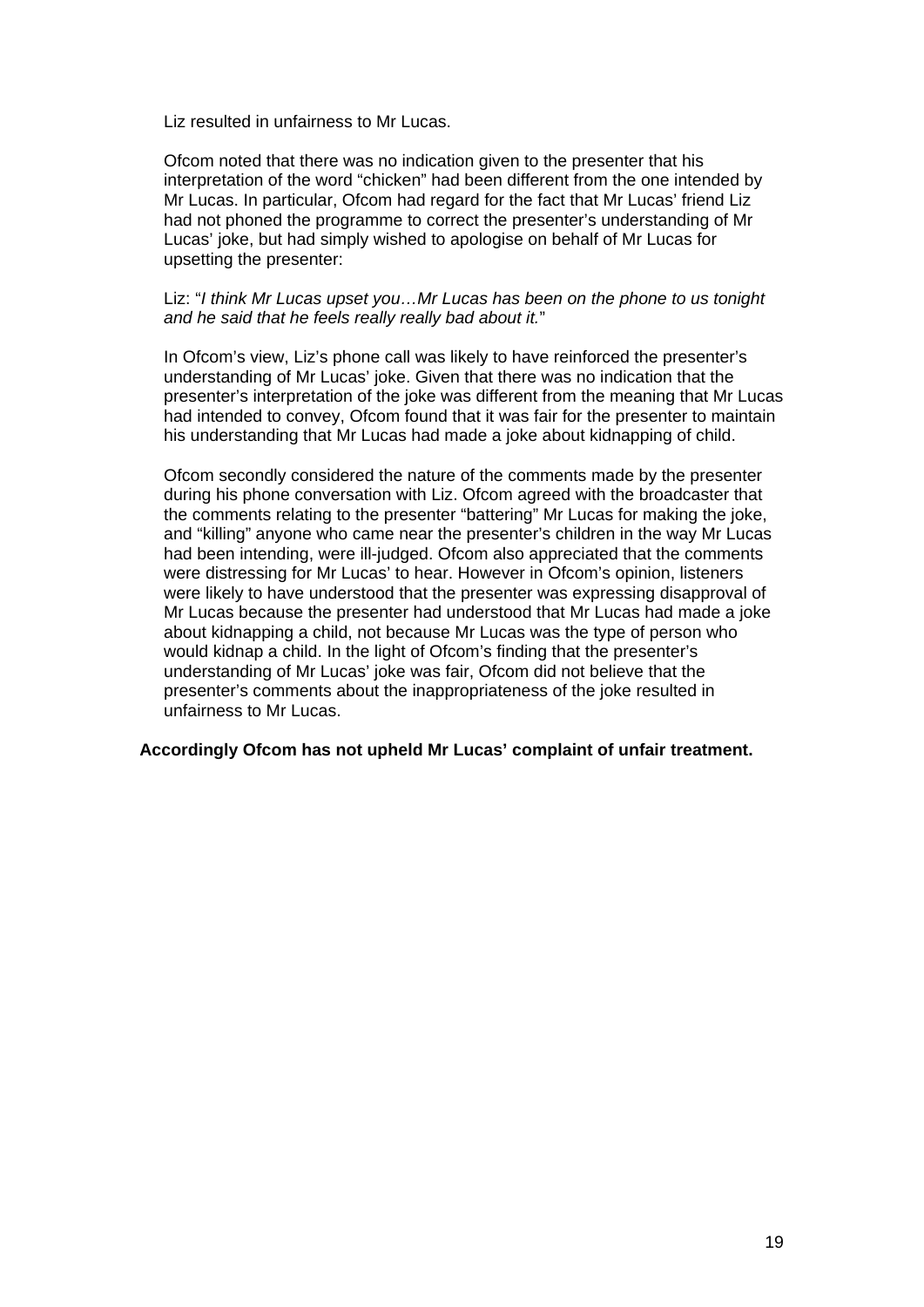Liz resulted in unfairness to Mr Lucas.

Ofcom noted that there was no indication given to the presenter that his interpretation of the word "chicken" had been different from the one intended by Mr Lucas. In particular, Ofcom had regard for the fact that Mr Lucas' friend Liz had not phoned the programme to correct the presenter's understanding of Mr Lucas' joke, but had simply wished to apologise on behalf of Mr Lucas for upsetting the presenter:

Liz: "*I think Mr Lucas upset you…Mr Lucas has been on the phone to us tonight and he said that he feels really really bad about it.*"

In Ofcom's view, Liz's phone call was likely to have reinforced the presenter's understanding of Mr Lucas' joke. Given that there was no indication that the presenter's interpretation of the joke was different from the meaning that Mr Lucas had intended to convey, Ofcom found that it was fair for the presenter to maintain his understanding that Mr Lucas had made a joke about kidnapping of child.

Ofcom secondly considered the nature of the comments made by the presenter during his phone conversation with Liz. Ofcom agreed with the broadcaster that the comments relating to the presenter "battering" Mr Lucas for making the joke, and "killing" anyone who came near the presenter's children in the way Mr Lucas had been intending, were ill-judged. Ofcom also appreciated that the comments were distressing for Mr Lucas' to hear. However in Ofcom's opinion, listeners were likely to have understood that the presenter was expressing disapproval of Mr Lucas because the presenter had understood that Mr Lucas had made a joke about kidnapping a child, not because Mr Lucas was the type of person who would kidnap a child. In the light of Ofcom's finding that the presenter's understanding of Mr Lucas' joke was fair, Ofcom did not believe that the presenter's comments about the inappropriateness of the joke resulted in unfairness to Mr Lucas.

**Accordingly Ofcom has not upheld Mr Lucas' complaint of unfair treatment.**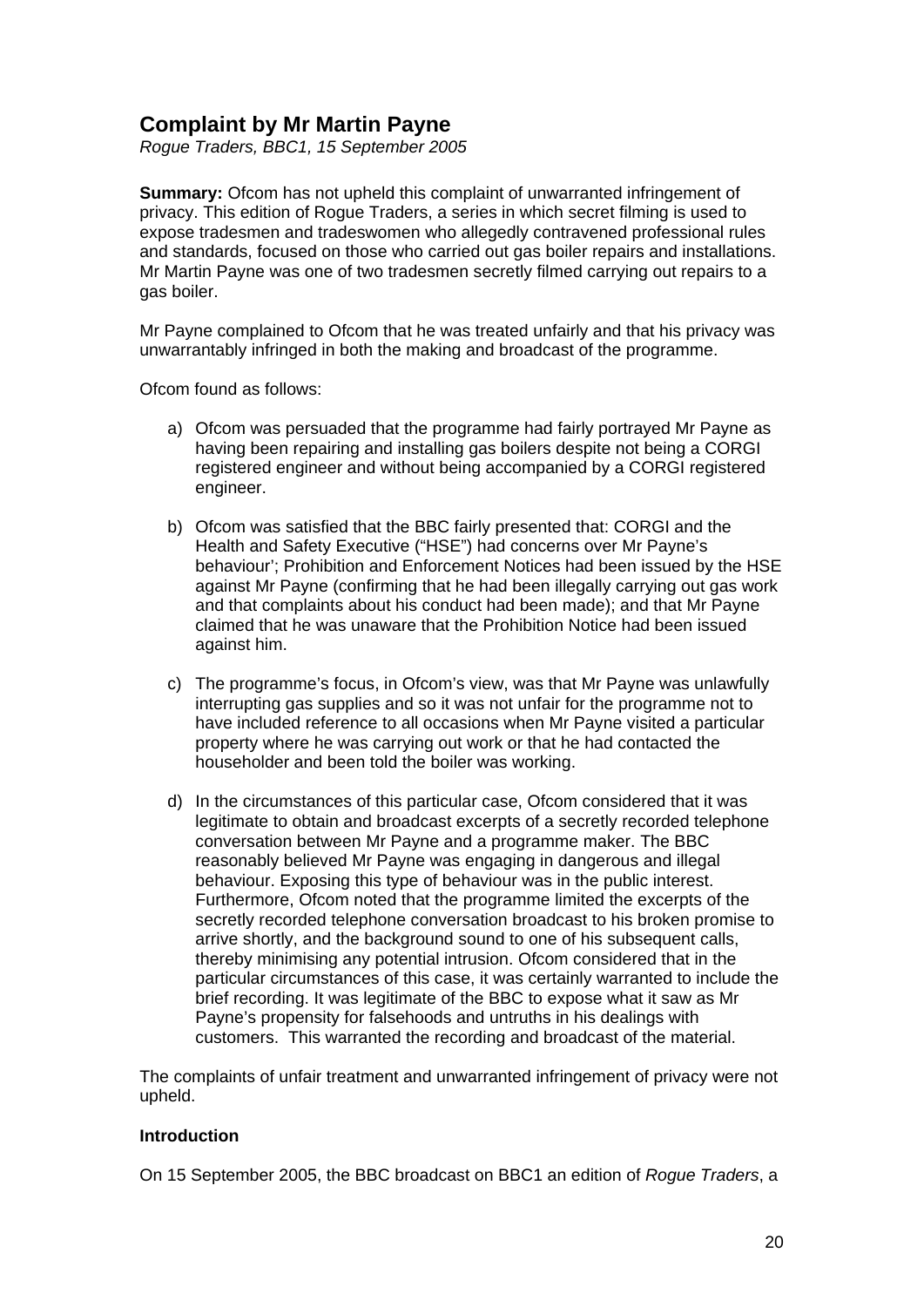## Complaint by Mr Martin Payne

*Rogue Traders, BBC1, 15 September 2005*

**Summary:** Ofcom has not upheld this complaint of unwarranted infringement of privacy. This edition of Rogue Traders, a series in which secret filming is used to expose tradesmen and tradeswomen who allegedly contravened professional rules and standards, focused on those who carried out gas boiler repairs and installations. Mr Martin Payne was one of two tradesmen secretly filmed carrying out repairs to a gas boiler.

Mr Payne complained to Ofcom that he was treated unfairly and that his privacy was unwarrantably infringed in both the making and broadcast of the programme.

Ofcom found as follows:

a) Ofcom was persuaded that the programme had fairly portrayed Mr Payne as having been repairing and installing gas boilers despite not being a CORGI registered engineer and without being accompanied by a CORGI registered engineer.

b) Ofcom was satisfied that the BBC fairly presented that: CORGI and the Health and Safety Executive ("HSE") had concerns over Mr Payne's behaviour'; Prohibition and Enforcement Notices had been issued by the HSE against Mr Payne (confirming that he had been illegally carrying out gas work and that complaints about his conduct had been made); and that Mr Payne claimed that he was unaware that the Prohibition Notice had been issued against him.

c) The programme's focus, in Ofcom's view, was that Mr Payne was unlawfully interrupting gas supplies and so it was not unfair for the programme not to have included reference to all occasions when Mr Payne visited a particular property where he was carrying out work or that he had contacted the householder and been told the boiler was working.

d) In the circumstances of this particular case, Ofcom considered that it was legitimate to obtain and broadcast excerpts of a secretly recorded telephone conversation between Mr Payne and a programme maker. The BBC reasonably believed Mr Payne was engaging in dangerous and illegal behaviour. Exposing this type of behaviour was in the public interest. Furthermore, Ofcom noted that the programme limited the excerpts of the secretly recorded telephone conversation broadcast to his broken promise to arrive shortly, and the background sound to one of his subsequent calls, thereby minimising any potential intrusion. Ofcom considered that in the particular circumstances of this case, it was certainly warranted to include the brief recording. It was legitimate of the BBC to expose what it saw as Mr Payne's propensity for falsehoods and untruths in his dealings with customers. This warranted the recording and broadcast of the material.

The complaints of unfair treatment and unwarranted infringement of privacy were not upheld.

**Introduction**

On 15 September 2005, the BBC broadcast on BBC1 an edition of *Rogue Traders*, a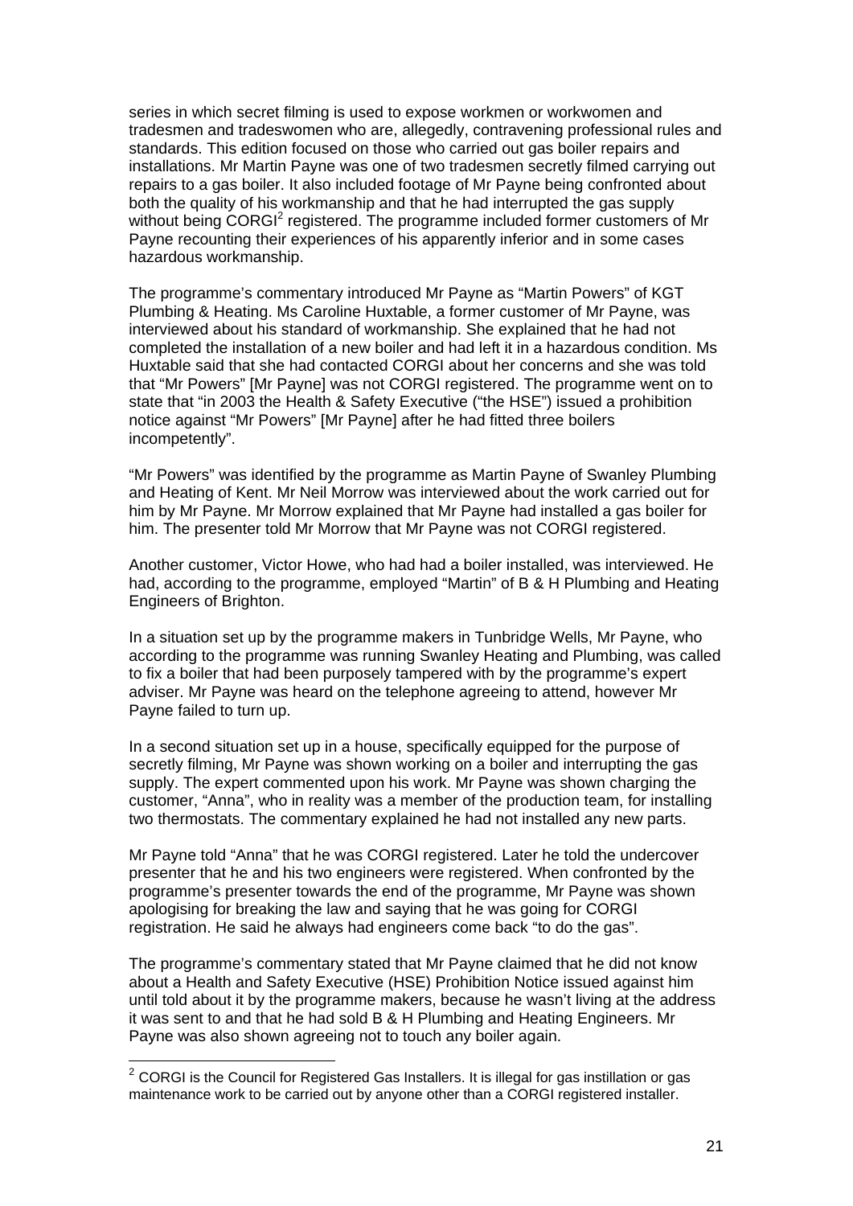series in which secret filming is used to expose workmen or workwomen and tradesmen and tradeswomen who are, allegedly, contravening professional rules and standards. This edition focused on those who carried out gas boiler repairs and installations. Mr Martin Payne was one of two tradesmen secretly filmed carrying out repairs to a gas boiler. It also included footage of Mr Payne being confronted about both the quality of his workmanship and that he had interrupted the gas supply without being CORGI[2] registered. The programme included former customers of Mr Payne recounting their experiences of his apparently inferior and in some cases hazardous workmanship.

The programme's commentary introduced Mr Payne as "Martin Powers" of KGT Plumbing & Heating. Ms Caroline Huxtable, a former customer of Mr Payne, was interviewed about his standard of workmanship. She explained that he had not completed the installation of a new boiler and had left it in a hazardous condition. Ms Huxtable said that she had contacted CORGI about her concerns and she was told that "Mr Powers" [Mr Payne] was not CORGI registered. The programme went on to state that "in 2003 the Health & Safety Executive ("the HSE") issued a prohibition notice against "Mr Powers" [Mr Payne] after he had fitted three boilers incompetently".

"Mr Powers" was identified by the programme as Martin Payne of Swanley Plumbing and Heating of Kent. Mr Neil Morrow was interviewed about the work carried out for him by Mr Payne. Mr Morrow explained that Mr Payne had installed a gas boiler for him. The presenter told Mr Morrow that Mr Payne was not CORGI registered.

Another customer, Victor Howe, who had had a boiler installed, was interviewed. He had, according to the programme, employed "Martin" of B & H Plumbing and Heating Engineers of Brighton.

In a situation set up by the programme makers in Tunbridge Wells, Mr Payne, who according to the programme was running Swanley Heating and Plumbing, was called to fix a boiler that had been purposely tampered with by the programme's expert adviser. Mr Payne was heard on the telephone agreeing to attend, however Mr Payne failed to turn up.

In a second situation set up in a house, specifically equipped for the purpose of secretly filming, Mr Payne was shown working on a boiler and interrupting the gas supply. The expert commented upon his work. Mr Payne was shown charging the customer, "Anna", who in reality was a member of the production team, for installing two thermostats. The commentary explained he had not installed any new parts.

Mr Payne told "Anna" that he was CORGI registered. Later he told the undercover presenter that he and his two engineers were registered. When confronted by the programme's presenter towards the end of the programme, Mr Payne was shown apologising for breaking the law and saying that he was going for CORGI registration. He said he always had engineers come back "to do the gas".

The programme's commentary stated that Mr Payne claimed that he did not know about a Health and Safety Executive (HSE) Prohibition Notice issued against him until told about it by the programme makers, because he wasn't living at the address it was sent to and that he had sold B & H Plumbing and Heating Engineers. Mr Payne was also shown agreeing not to touch any boiler again.

---

[2] CORGI is the Council for Registered Gas Installers. It is illegal for gas instillation or gas maintenance work to be carried out by anyone other than a CORGI registered installer.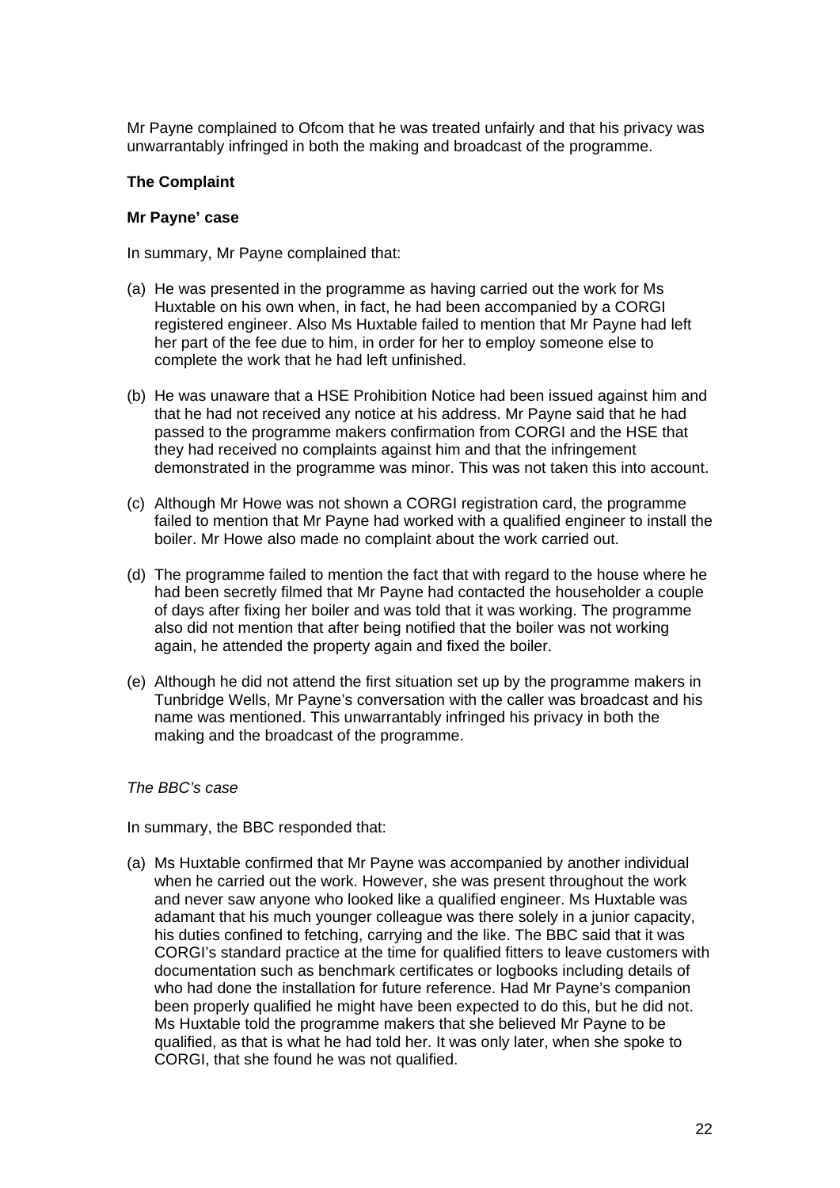Mr Payne complained to Ofcom that he was treated unfairly and that his privacy was unwarrantably infringed in both the making and broadcast of the programme.

**The Complaint**

**Mr Payne' case**

In summary, Mr Payne complained that:

(a) He was presented in the programme as having carried out the work for Ms Huxtable on his own when, in fact, he had been accompanied by a CORGI registered engineer. Also Ms Huxtable failed to mention that Mr Payne had left her part of the fee due to him, in order for her to employ someone else to complete the work that he had left unfinished.

(b) He was unaware that a HSE Prohibition Notice had been issued against him and that he had not received any notice at his address. Mr Payne said that he had passed to the programme makers confirmation from CORGI and the HSE that they had received no complaints against him and that the infringement demonstrated in the programme was minor. This was not taken this into account.

(c) Although Mr Howe was not shown a CORGI registration card, the programme failed to mention that Mr Payne had worked with a qualified engineer to install the boiler. Mr Howe also made no complaint about the work carried out.

(d) The programme failed to mention the fact that with regard to the house where he had been secretly filmed that Mr Payne had contacted the householder a couple of days after fixing her boiler and was told that it was working. The programme also did not mention that after being notified that the boiler was not working again, he attended the property again and fixed the boiler.

(e) Although he did not attend the first situation set up by the programme makers in Tunbridge Wells, Mr Payne's conversation with the caller was broadcast and his name was mentioned. This unwarrantably infringed his privacy in both the making and the broadcast of the programme.

*The BBC's case*

In summary, the BBC responded that:

(a) Ms Huxtable confirmed that Mr Payne was accompanied by another individual when he carried out the work. However, she was present throughout the work and never saw anyone who looked like a qualified engineer. Ms Huxtable was adamant that his much younger colleague was there solely in a junior capacity, his duties confined to fetching, carrying and the like. The BBC said that it was CORGI's standard practice at the time for qualified fitters to leave customers with documentation such as benchmark certificates or logbooks including details of who had done the installation for future reference. Had Mr Payne's companion been properly qualified he might have been expected to do this, but he did not. Ms Huxtable told the programme makers that she believed Mr Payne to be qualified, as that is what he had told her. It was only later, when she spoke to CORGI, that she found he was not qualified.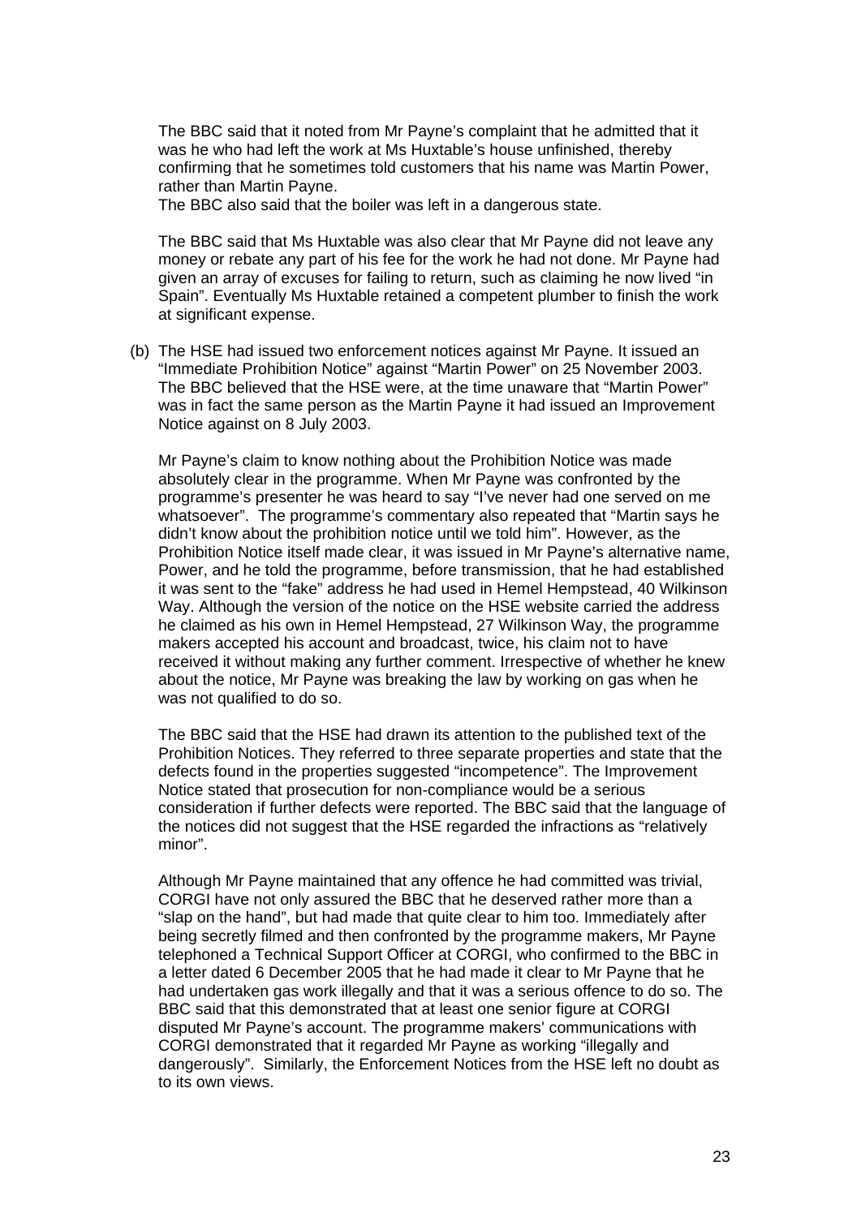The BBC said that it noted from Mr Payne's complaint that he admitted that it was he who had left the work at Ms Huxtable's house unfinished, thereby confirming that he sometimes told customers that his name was Martin Power, rather than Martin Payne.
The BBC also said that the boiler was left in a dangerous state.

The BBC said that Ms Huxtable was also clear that Mr Payne did not leave any money or rebate any part of his fee for the work he had not done. Mr Payne had given an array of excuses for failing to return, such as claiming he now lived "in Spain". Eventually Ms Huxtable retained a competent plumber to finish the work at significant expense.

(b) The HSE had issued two enforcement notices against Mr Payne. It issued an "Immediate Prohibition Notice" against "Martin Power" on 25 November 2003. The BBC believed that the HSE were, at the time unaware that "Martin Power" was in fact the same person as the Martin Payne it had issued an Improvement Notice against on 8 July 2003.

Mr Payne's claim to know nothing about the Prohibition Notice was made absolutely clear in the programme. When Mr Payne was confronted by the programme's presenter he was heard to say "I've never had one served on me whatsoever". The programme's commentary also repeated that "Martin says he didn't know about the prohibition notice until we told him". However, as the Prohibition Notice itself made clear, it was issued in Mr Payne's alternative name, Power, and he told the programme, before transmission, that he had established it was sent to the "fake" address he had used in Hemel Hempstead, 40 Wilkinson Way. Although the version of the notice on the HSE website carried the address he claimed as his own in Hemel Hempstead, 27 Wilkinson Way, the programme makers accepted his account and broadcast, twice, his claim not to have received it without making any further comment. Irrespective of whether he knew about the notice, Mr Payne was breaking the law by working on gas when he was not qualified to do so.

The BBC said that the HSE had drawn its attention to the published text of the Prohibition Notices. They referred to three separate properties and state that the defects found in the properties suggested "incompetence". The Improvement Notice stated that prosecution for non-compliance would be a serious consideration if further defects were reported. The BBC said that the language of the notices did not suggest that the HSE regarded the infractions as "relatively minor".

Although Mr Payne maintained that any offence he had committed was trivial, CORGI have not only assured the BBC that he deserved rather more than a "slap on the hand", but had made that quite clear to him too. Immediately after being secretly filmed and then confronted by the programme makers, Mr Payne telephoned a Technical Support Officer at CORGI, who confirmed to the BBC in a letter dated 6 December 2005 that he had made it clear to Mr Payne that he had undertaken gas work illegally and that it was a serious offence to do so. The BBC said that this demonstrated that at least one senior figure at CORGI disputed Mr Payne's account. The programme makers' communications with CORGI demonstrated that it regarded Mr Payne as working "illegally and dangerously". Similarly, the Enforcement Notices from the HSE left no doubt as to its own views.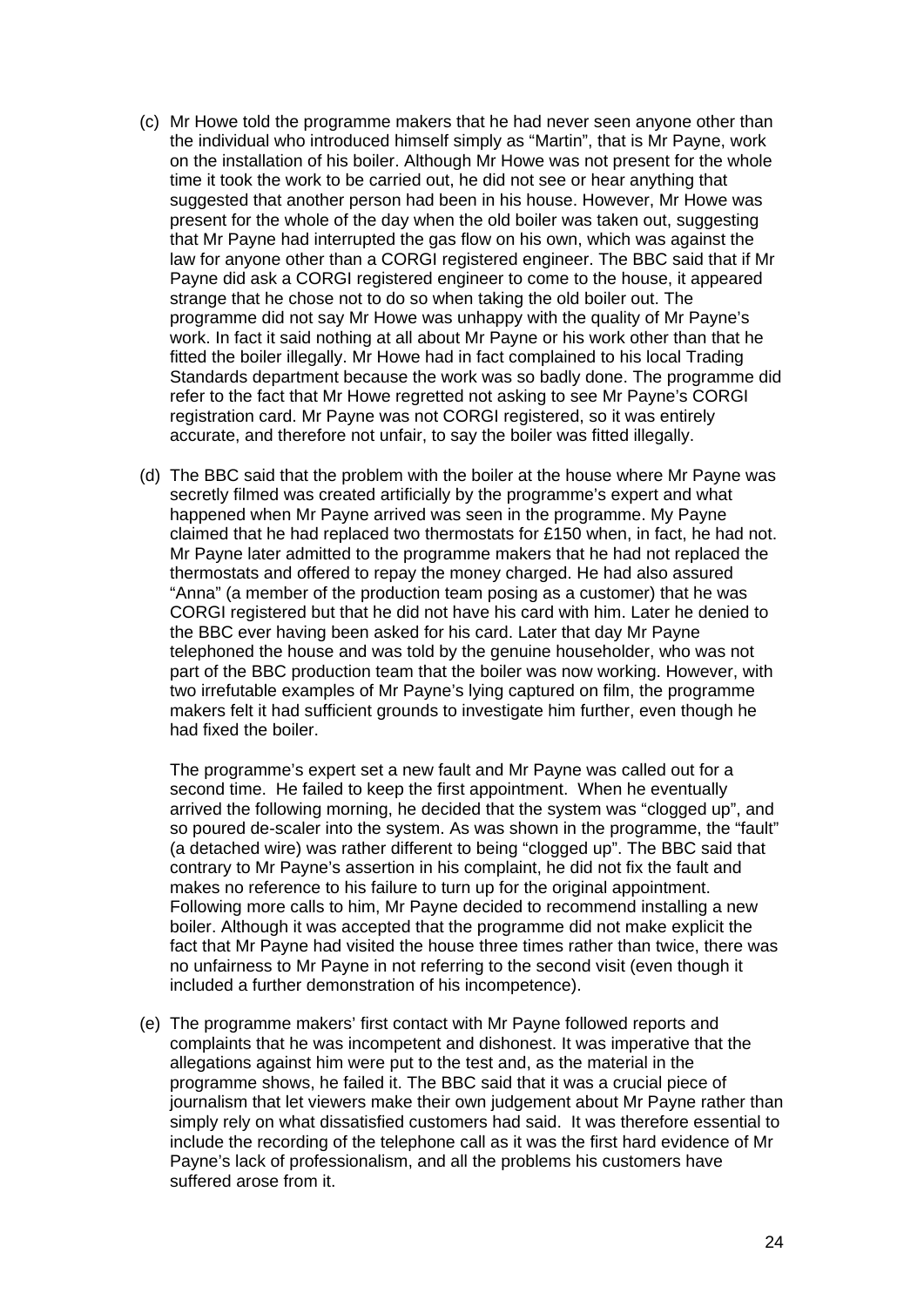(c) Mr Howe told the programme makers that he had never seen anyone other than the individual who introduced himself simply as "Martin", that is Mr Payne, work on the installation of his boiler. Although Mr Howe was not present for the whole time it took the work to be carried out, he did not see or hear anything that suggested that another person had been in his house. However, Mr Howe was present for the whole of the day when the old boiler was taken out, suggesting that Mr Payne had interrupted the gas flow on his own, which was against the law for anyone other than a CORGI registered engineer. The BBC said that if Mr Payne did ask a CORGI registered engineer to come to the house, it appeared strange that he chose not to do so when taking the old boiler out. The programme did not say Mr Howe was unhappy with the quality of Mr Payne's work. In fact it said nothing at all about Mr Payne or his work other than that he fitted the boiler illegally. Mr Howe had in fact complained to his local Trading Standards department because the work was so badly done. The programme did refer to the fact that Mr Howe regretted not asking to see Mr Payne's CORGI registration card. Mr Payne was not CORGI registered, so it was entirely accurate, and therefore not unfair, to say the boiler was fitted illegally.

(d) The BBC said that the problem with the boiler at the house where Mr Payne was secretly filmed was created artificially by the programme's expert and what happened when Mr Payne arrived was seen in the programme. My Payne claimed that he had replaced two thermostats for £150 when, in fact, he had not. Mr Payne later admitted to the programme makers that he had not replaced the thermostats and offered to repay the money charged. He had also assured "Anna" (a member of the production team posing as a customer) that he was CORGI registered but that he did not have his card with him. Later he denied to the BBC ever having been asked for his card. Later that day Mr Payne telephoned the house and was told by the genuine householder, who was not part of the BBC production team that the boiler was now working. However, with two irrefutable examples of Mr Payne's lying captured on film, the programme makers felt it had sufficient grounds to investigate him further, even though he had fixed the boiler.

The programme's expert set a new fault and Mr Payne was called out for a second time. He failed to keep the first appointment. When he eventually arrived the following morning, he decided that the system was "clogged up", and so poured de-scaler into the system. As was shown in the programme, the "fault" (a detached wire) was rather different to being "clogged up". The BBC said that contrary to Mr Payne's assertion in his complaint, he did not fix the fault and makes no reference to his failure to turn up for the original appointment. Following more calls to him, Mr Payne decided to recommend installing a new boiler. Although it was accepted that the programme did not make explicit the fact that Mr Payne had visited the house three times rather than twice, there was no unfairness to Mr Payne in not referring to the second visit (even though it included a further demonstration of his incompetence).

(e) The programme makers' first contact with Mr Payne followed reports and complaints that he was incompetent and dishonest. It was imperative that the allegations against him were put to the test and, as the material in the programme shows, he failed it. The BBC said that it was a crucial piece of journalism that let viewers make their own judgement about Mr Payne rather than simply rely on what dissatisfied customers had said. It was therefore essential to include the recording of the telephone call as it was the first hard evidence of Mr Payne's lack of professionalism, and all the problems his customers have suffered arose from it.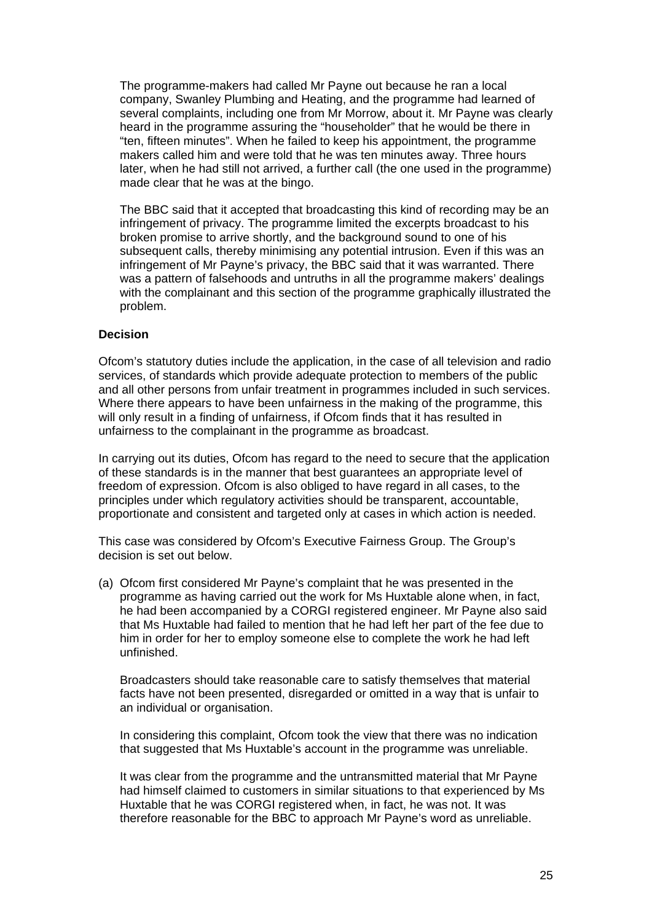The programme-makers had called Mr Payne out because he ran a local company, Swanley Plumbing and Heating, and the programme had learned of several complaints, including one from Mr Morrow, about it. Mr Payne was clearly heard in the programme assuring the "householder" that he would be there in "ten, fifteen minutes". When he failed to keep his appointment, the programme makers called him and were told that he was ten minutes away. Three hours later, when he had still not arrived, a further call (the one used in the programme) made clear that he was at the bingo.

The BBC said that it accepted that broadcasting this kind of recording may be an infringement of privacy. The programme limited the excerpts broadcast to his broken promise to arrive shortly, and the background sound to one of his subsequent calls, thereby minimising any potential intrusion. Even if this was an infringement of Mr Payne's privacy, the BBC said that it was warranted. There was a pattern of falsehoods and untruths in all the programme makers' dealings with the complainant and this section of the programme graphically illustrated the problem.

**Decision**

Ofcom's statutory duties include the application, in the case of all television and radio services, of standards which provide adequate protection to members of the public and all other persons from unfair treatment in programmes included in such services. Where there appears to have been unfairness in the making of the programme, this will only result in a finding of unfairness, if Ofcom finds that it has resulted in unfairness to the complainant in the programme as broadcast.

In carrying out its duties, Ofcom has regard to the need to secure that the application of these standards is in the manner that best guarantees an appropriate level of freedom of expression. Ofcom is also obliged to have regard in all cases, to the principles under which regulatory activities should be transparent, accountable, proportionate and consistent and targeted only at cases in which action is needed.

This case was considered by Ofcom's Executive Fairness Group. The Group's decision is set out below.

(a) Ofcom first considered Mr Payne's complaint that he was presented in the programme as having carried out the work for Ms Huxtable alone when, in fact, he had been accompanied by a CORGI registered engineer. Mr Payne also said that Ms Huxtable had failed to mention that he had left her part of the fee due to him in order for her to employ someone else to complete the work he had left unfinished.

Broadcasters should take reasonable care to satisfy themselves that material facts have not been presented, disregarded or omitted in a way that is unfair to an individual or organisation.

In considering this complaint, Ofcom took the view that there was no indication that suggested that Ms Huxtable's account in the programme was unreliable.

It was clear from the programme and the untransmitted material that Mr Payne had himself claimed to customers in similar situations to that experienced by Ms Huxtable that he was CORGI registered when, in fact, he was not. It was therefore reasonable for the BBC to approach Mr Payne's word as unreliable.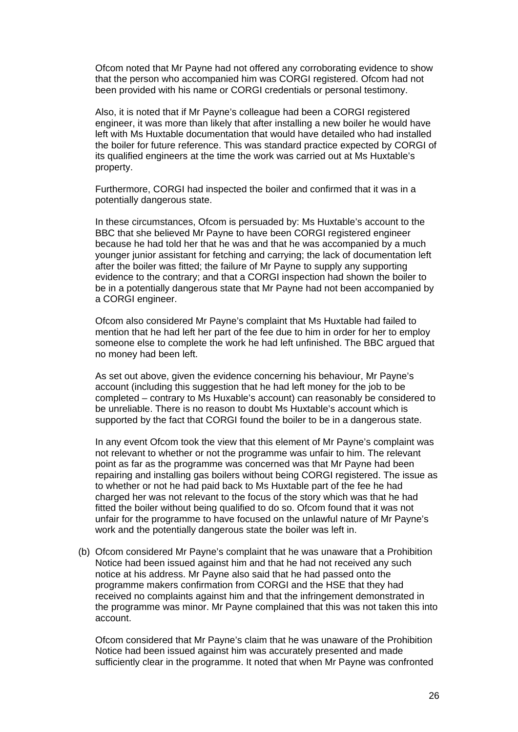Ofcom noted that Mr Payne had not offered any corroborating evidence to show that the person who accompanied him was CORGI registered. Ofcom had not been provided with his name or CORGI credentials or personal testimony.

Also, it is noted that if Mr Payne's colleague had been a CORGI registered engineer, it was more than likely that after installing a new boiler he would have left with Ms Huxtable documentation that would have detailed who had installed the boiler for future reference. This was standard practice expected by CORGI of its qualified engineers at the time the work was carried out at Ms Huxtable's property.

Furthermore, CORGI had inspected the boiler and confirmed that it was in a potentially dangerous state.

In these circumstances, Ofcom is persuaded by: Ms Huxtable's account to the BBC that she believed Mr Payne to have been CORGI registered engineer because he had told her that he was and that he was accompanied by a much younger junior assistant for fetching and carrying; the lack of documentation left after the boiler was fitted; the failure of Mr Payne to supply any supporting evidence to the contrary; and that a CORGI inspection had shown the boiler to be in a potentially dangerous state that Mr Payne had not been accompanied by a CORGI engineer.

Ofcom also considered Mr Payne's complaint that Ms Huxtable had failed to mention that he had left her part of the fee due to him in order for her to employ someone else to complete the work he had left unfinished. The BBC argued that no money had been left.

As set out above, given the evidence concerning his behaviour, Mr Payne's account (including this suggestion that he had left money for the job to be completed – contrary to Ms Huxable's account) can reasonably be considered to be unreliable. There is no reason to doubt Ms Huxtable's account which is supported by the fact that CORGI found the boiler to be in a dangerous state.

In any event Ofcom took the view that this element of Mr Payne's complaint was not relevant to whether or not the programme was unfair to him. The relevant point as far as the programme was concerned was that Mr Payne had been repairing and installing gas boilers without being CORGI registered. The issue as to whether or not he had paid back to Ms Huxtable part of the fee he had charged her was not relevant to the focus of the story which was that he had fitted the boiler without being qualified to do so. Ofcom found that it was not unfair for the programme to have focused on the unlawful nature of Mr Payne's work and the potentially dangerous state the boiler was left in.

(b) Ofcom considered Mr Payne's complaint that he was unaware that a Prohibition Notice had been issued against him and that he had not received any such notice at his address. Mr Payne also said that he had passed onto the programme makers confirmation from CORGI and the HSE that they had received no complaints against him and that the infringement demonstrated in the programme was minor. Mr Payne complained that this was not taken this into account.

Ofcom considered that Mr Payne's claim that he was unaware of the Prohibition Notice had been issued against him was accurately presented and made sufficiently clear in the programme. It noted that when Mr Payne was confronted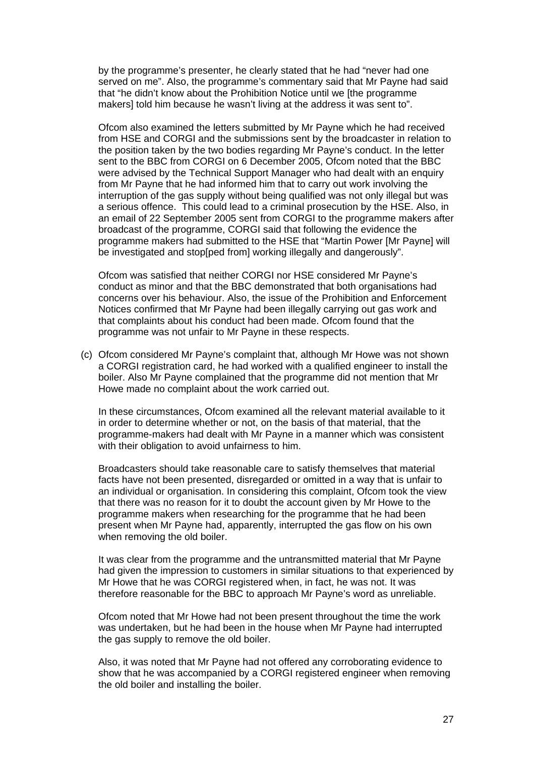by the programme's presenter, he clearly stated that he had "never had one served on me". Also, the programme's commentary said that Mr Payne had said that "he didn't know about the Prohibition Notice until we [the programme makers] told him because he wasn't living at the address it was sent to".

Ofcom also examined the letters submitted by Mr Payne which he had received from HSE and CORGI and the submissions sent by the broadcaster in relation to the position taken by the two bodies regarding Mr Payne's conduct. In the letter sent to the BBC from CORGI on 6 December 2005, Ofcom noted that the BBC were advised by the Technical Support Manager who had dealt with an enquiry from Mr Payne that he had informed him that to carry out work involving the interruption of the gas supply without being qualified was not only illegal but was a serious offence. This could lead to a criminal prosecution by the HSE. Also, in an email of 22 September 2005 sent from CORGI to the programme makers after broadcast of the programme, CORGI said that following the evidence the programme makers had submitted to the HSE that "Martin Power [Mr Payne] will be investigated and stop[ped from] working illegally and dangerously".

Ofcom was satisfied that neither CORGI nor HSE considered Mr Payne's conduct as minor and that the BBC demonstrated that both organisations had concerns over his behaviour. Also, the issue of the Prohibition and Enforcement Notices confirmed that Mr Payne had been illegally carrying out gas work and that complaints about his conduct had been made. Ofcom found that the programme was not unfair to Mr Payne in these respects.

(c) Ofcom considered Mr Payne's complaint that, although Mr Howe was not shown a CORGI registration card, he had worked with a qualified engineer to install the boiler. Also Mr Payne complained that the programme did not mention that Mr Howe made no complaint about the work carried out.

In these circumstances, Ofcom examined all the relevant material available to it in order to determine whether or not, on the basis of that material, that the programme-makers had dealt with Mr Payne in a manner which was consistent with their obligation to avoid unfairness to him.

Broadcasters should take reasonable care to satisfy themselves that material facts have not been presented, disregarded or omitted in a way that is unfair to an individual or organisation. In considering this complaint, Ofcom took the view that there was no reason for it to doubt the account given by Mr Howe to the programme makers when researching for the programme that he had been present when Mr Payne had, apparently, interrupted the gas flow on his own when removing the old boiler.

It was clear from the programme and the untransmitted material that Mr Payne had given the impression to customers in similar situations to that experienced by Mr Howe that he was CORGI registered when, in fact, he was not. It was therefore reasonable for the BBC to approach Mr Payne's word as unreliable.

Ofcom noted that Mr Howe had not been present throughout the time the work was undertaken, but he had been in the house when Mr Payne had interrupted the gas supply to remove the old boiler.

Also, it was noted that Mr Payne had not offered any corroborating evidence to show that he was accompanied by a CORGI registered engineer when removing the old boiler and installing the boiler.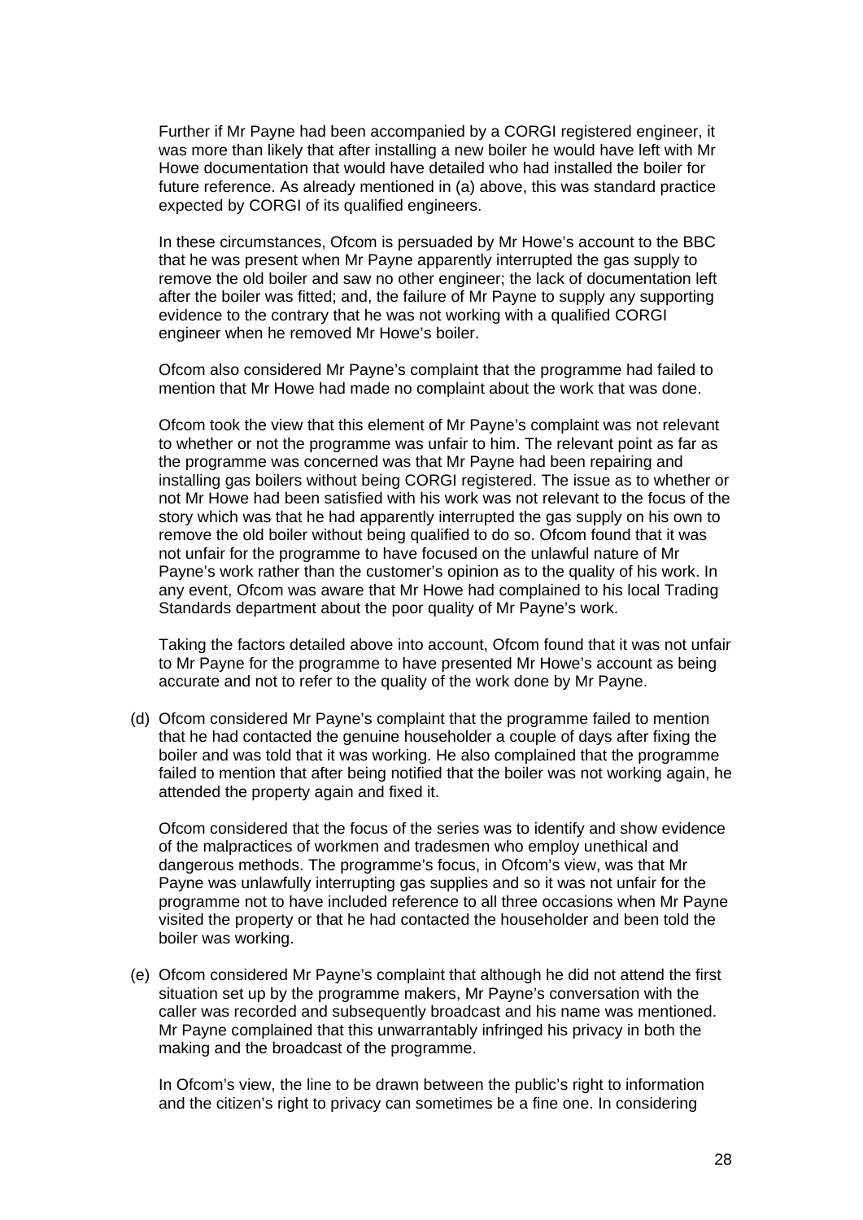Further if Mr Payne had been accompanied by a CORGI registered engineer, it was more than likely that after installing a new boiler he would have left with Mr Howe documentation that would have detailed who had installed the boiler for future reference. As already mentioned in (a) above, this was standard practice expected by CORGI of its qualified engineers.

In these circumstances, Ofcom is persuaded by Mr Howe's account to the BBC that he was present when Mr Payne apparently interrupted the gas supply to remove the old boiler and saw no other engineer; the lack of documentation left after the boiler was fitted; and, the failure of Mr Payne to supply any supporting evidence to the contrary that he was not working with a qualified CORGI engineer when he removed Mr Howe's boiler.

Ofcom also considered Mr Payne's complaint that the programme had failed to mention that Mr Howe had made no complaint about the work that was done.

Ofcom took the view that this element of Mr Payne's complaint was not relevant to whether or not the programme was unfair to him. The relevant point as far as the programme was concerned was that Mr Payne had been repairing and installing gas boilers without being CORGI registered. The issue as to whether or not Mr Howe had been satisfied with his work was not relevant to the focus of the story which was that he had apparently interrupted the gas supply on his own to remove the old boiler without being qualified to do so. Ofcom found that it was not unfair for the programme to have focused on the unlawful nature of Mr Payne's work rather than the customer's opinion as to the quality of his work. In any event, Ofcom was aware that Mr Howe had complained to his local Trading Standards department about the poor quality of Mr Payne's work.

Taking the factors detailed above into account, Ofcom found that it was not unfair to Mr Payne for the programme to have presented Mr Howe's account as being accurate and not to refer to the quality of the work done by Mr Payne.

(d) Ofcom considered Mr Payne's complaint that the programme failed to mention that he had contacted the genuine householder a couple of days after fixing the boiler and was told that it was working. He also complained that the programme failed to mention that after being notified that the boiler was not working again, he attended the property again and fixed it.

Ofcom considered that the focus of the series was to identify and show evidence of the malpractices of workmen and tradesmen who employ unethical and dangerous methods. The programme's focus, in Ofcom's view, was that Mr Payne was unlawfully interrupting gas supplies and so it was not unfair for the programme not to have included reference to all three occasions when Mr Payne visited the property or that he had contacted the householder and been told the boiler was working.

(e) Ofcom considered Mr Payne's complaint that although he did not attend the first situation set up by the programme makers, Mr Payne's conversation with the caller was recorded and subsequently broadcast and his name was mentioned. Mr Payne complained that this unwarrantably infringed his privacy in both the making and the broadcast of the programme.

In Ofcom's view, the line to be drawn between the public's right to information and the citizen's right to privacy can sometimes be a fine one. In considering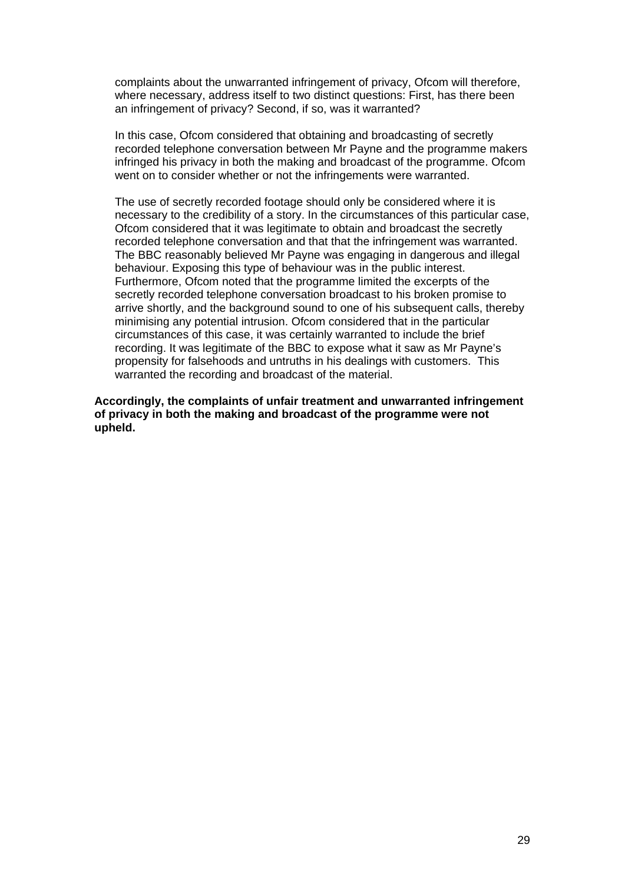complaints about the unwarranted infringement of privacy, Ofcom will therefore, where necessary, address itself to two distinct questions: First, has there been an infringement of privacy? Second, if so, was it warranted?

In this case, Ofcom considered that obtaining and broadcasting of secretly recorded telephone conversation between Mr Payne and the programme makers infringed his privacy in both the making and broadcast of the programme. Ofcom went on to consider whether or not the infringements were warranted.

The use of secretly recorded footage should only be considered where it is necessary to the credibility of a story. In the circumstances of this particular case, Ofcom considered that it was legitimate to obtain and broadcast the secretly recorded telephone conversation and that that the infringement was warranted. The BBC reasonably believed Mr Payne was engaging in dangerous and illegal behaviour. Exposing this type of behaviour was in the public interest. Furthermore, Ofcom noted that the programme limited the excerpts of the secretly recorded telephone conversation broadcast to his broken promise to arrive shortly, and the background sound to one of his subsequent calls, thereby minimising any potential intrusion. Ofcom considered that in the particular circumstances of this case, it was certainly warranted to include the brief recording. It was legitimate of the BBC to expose what it saw as Mr Payne's propensity for falsehoods and untruths in his dealings with customers. This warranted the recording and broadcast of the material.

**Accordingly, the complaints of unfair treatment and unwarranted infringement of privacy in both the making and broadcast of the programme were not upheld.**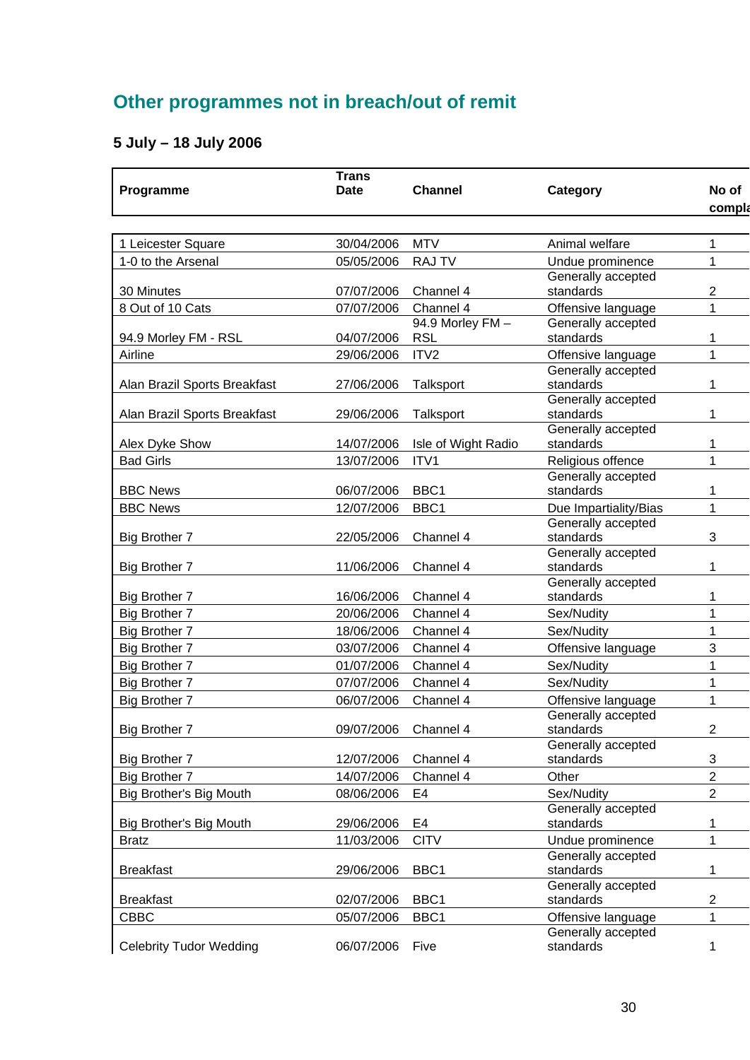## Other programmes not in breach/out of remit

### 5 July – 18 July 2006

| Programme | Trans Date | Channel | Category | No of compla |
|---|---|---|---|---|
| 1 Leicester Square | 30/04/2006 | MTV | Animal welfare | 1 |
| 1-0 to the Arsenal | 05/05/2006 | RAJ TV | Undue prominence | 1 |
| 30 Minutes | 07/07/2006 | Channel 4 | Generally accepted standards | 2 |
| 8 Out of 10 Cats | 07/07/2006 | Channel 4 | Offensive language | 1 |
| 94.9 Morley FM - RSL | 04/07/2006 | 94.9 Morley FM – RSL | Generally accepted standards | 1 |
| Airline | 29/06/2006 | ITV2 | Offensive language | 1 |
| Alan Brazil Sports Breakfast | 27/06/2006 | Talksport | Generally accepted standards | 1 |
| Alan Brazil Sports Breakfast | 29/06/2006 | Talksport | Generally accepted standards | 1 |
| Alex Dyke Show | 14/07/2006 | Isle of Wight Radio | Generally accepted standards | 1 |
| Bad Girls | 13/07/2006 | ITV1 | Religious offence | 1 |
| BBC News | 06/07/2006 | BBC1 | Generally accepted standards | 1 |
| BBC News | 12/07/2006 | BBC1 | Due Impartiality/Bias | 1 |
| Big Brother 7 | 22/05/2006 | Channel 4 | Generally accepted standards | 3 |
| Big Brother 7 | 11/06/2006 | Channel 4 | Generally accepted standards | 1 |
| Big Brother 7 | 16/06/2006 | Channel 4 | Generally accepted standards | 1 |
| Big Brother 7 | 20/06/2006 | Channel 4 | Sex/Nudity | 1 |
| Big Brother 7 | 18/06/2006 | Channel 4 | Sex/Nudity | 1 |
| Big Brother 7 | 03/07/2006 | Channel 4 | Offensive language | 3 |
| Big Brother 7 | 01/07/2006 | Channel 4 | Sex/Nudity | 1 |
| Big Brother 7 | 07/07/2006 | Channel 4 | Sex/Nudity | 1 |
| Big Brother 7 | 06/07/2006 | Channel 4 | Offensive language | 1 |
| Big Brother 7 | 09/07/2006 | Channel 4 | Generally accepted standards | 2 |
| Big Brother 7 | 12/07/2006 | Channel 4 | Generally accepted standards | 3 |
| Big Brother 7 | 14/07/2006 | Channel 4 | Other | 2 |
| Big Brother's Big Mouth | 08/06/2006 | E4 | Sex/Nudity | 2 |
| Big Brother's Big Mouth | 29/06/2006 | E4 | Generally accepted standards | 1 |
| Bratz | 11/03/2006 | CITV | Undue prominence | 1 |
| Breakfast | 29/06/2006 | BBC1 | Generally accepted standards | 1 |
| Breakfast | 02/07/2006 | BBC1 | Generally accepted standards | 2 |
| CBBC | 05/07/2006 | BBC1 | Offensive language | 1 |
| Celebrity Tudor Wedding | 06/07/2006 | Five | Generally accepted standards | 1 |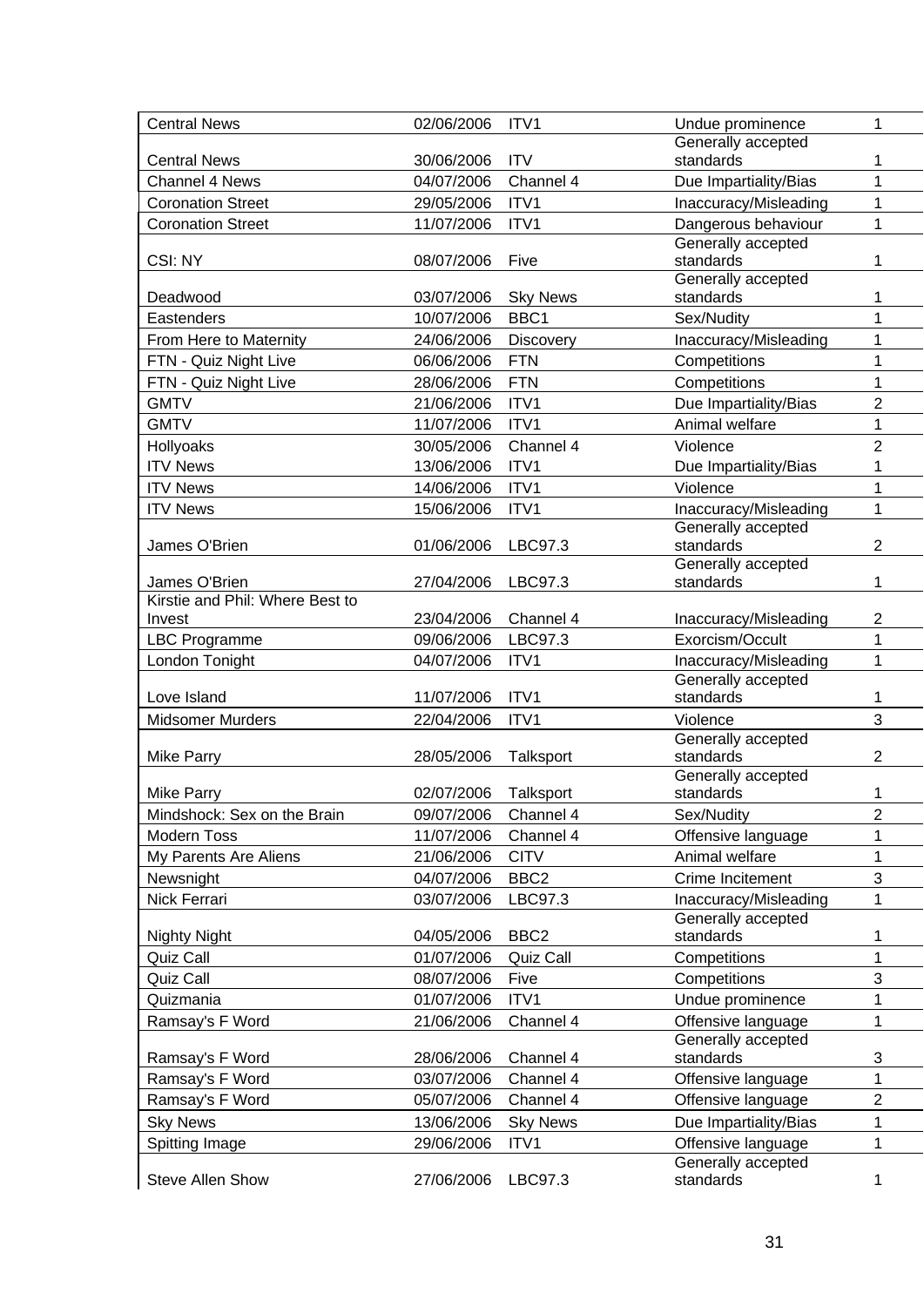| Central News | 02/06/2006 | ITV1 | Undue prominence | 1 |
|---|---|---|---|---|
| Central News | 30/06/2006 | ITV | Generally accepted standards | 1 |
| Channel 4 News | 04/07/2006 | Channel 4 | Due Impartiality/Bias | 1 |
| Coronation Street | 29/05/2006 | ITV1 | Inaccuracy/Misleading | 1 |
| Coronation Street | 11/07/2006 | ITV1 | Dangerous behaviour | 1 |
| CSI: NY | 08/07/2006 | Five | Generally accepted standards | 1 |
| Deadwood | 03/07/2006 | Sky News | Generally accepted standards | 1 |
| Eastenders | 10/07/2006 | BBC1 | Sex/Nudity | 1 |
| From Here to Maternity | 24/06/2006 | Discovery | Inaccuracy/Misleading | 1 |
| FTN - Quiz Night Live | 06/06/2006 | FTN | Competitions | 1 |
| FTN - Quiz Night Live | 28/06/2006 | FTN | Competitions | 1 |
| GMTV | 21/06/2006 | ITV1 | Due Impartiality/Bias | 2 |
| GMTV | 11/07/2006 | ITV1 | Animal welfare | 1 |
| Hollyoaks | 30/05/2006 | Channel 4 | Violence | 2 |
| ITV News | 13/06/2006 | ITV1 | Due Impartiality/Bias | 1 |
| ITV News | 14/06/2006 | ITV1 | Violence | 1 |
| ITV News | 15/06/2006 | ITV1 | Inaccuracy/Misleading | 1 |
| James O'Brien | 01/06/2006 | LBC97.3 | Generally accepted standards | 2 |
| James O'Brien | 27/04/2006 | LBC97.3 | Generally accepted standards | 1 |
| Kirstie and Phil: Where Best to Invest | 23/04/2006 | Channel 4 | Inaccuracy/Misleading | 2 |
| LBC Programme | 09/06/2006 | LBC97.3 | Exorcism/Occult | 1 |
| London Tonight | 04/07/2006 | ITV1 | Inaccuracy/Misleading | 1 |
| Love Island | 11/07/2006 | ITV1 | Generally accepted standards | 1 |
| Midsomer Murders | 22/04/2006 | ITV1 | Violence | 3 |
| Mike Parry | 28/05/2006 | Talksport | Generally accepted standards | 2 |
| Mike Parry | 02/07/2006 | Talksport | Generally accepted standards | 1 |
| Mindshock: Sex on the Brain | 09/07/2006 | Channel 4 | Sex/Nudity | 2 |
| Modern Toss | 11/07/2006 | Channel 4 | Offensive language | 1 |
| My Parents Are Aliens | 21/06/2006 | CITV | Animal welfare | 1 |
| Newsnight | 04/07/2006 | BBC2 | Crime Incitement | 3 |
| Nick Ferrari | 03/07/2006 | LBC97.3 | Inaccuracy/Misleading | 1 |
| Nighty Night | 04/05/2006 | BBC2 | Generally accepted standards | 1 |
| Quiz Call | 01/07/2006 | Quiz Call | Competitions | 1 |
| Quiz Call | 08/07/2006 | Five | Competitions | 3 |
| Quizmania | 01/07/2006 | ITV1 | Undue prominence | 1 |
| Ramsay's F Word | 21/06/2006 | Channel 4 | Offensive language | 1 |
| Ramsay's F Word | 28/06/2006 | Channel 4 | Generally accepted standards | 3 |
| Ramsay's F Word | 03/07/2006 | Channel 4 | Offensive language | 1 |
| Ramsay's F Word | 05/07/2006 | Channel 4 | Offensive language | 2 |
| Sky News | 13/06/2006 | Sky News | Due Impartiality/Bias | 1 |
| Spitting Image | 29/06/2006 | ITV1 | Offensive language | 1 |
| Steve Allen Show | 27/06/2006 | LBC97.3 | Generally accepted standards | 1 |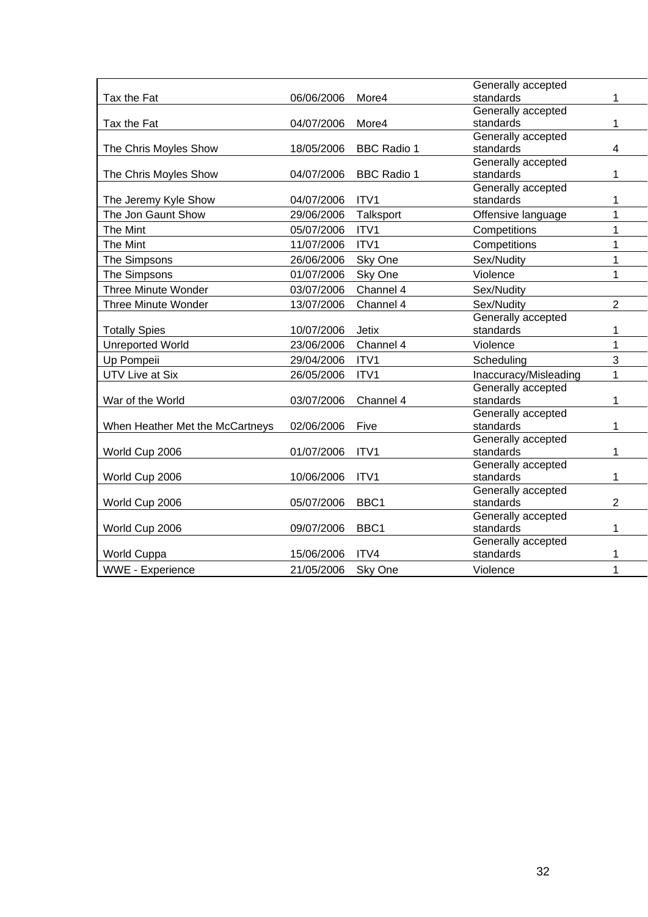| | | | | |
|---|---|---|---|---|
| Tax the Fat | 06/06/2006 | More4 | Generally accepted standards | 1 |
| Tax the Fat | 04/07/2006 | More4 | Generally accepted standards | 1 |
| The Chris Moyles Show | 18/05/2006 | BBC Radio 1 | Generally accepted standards | 4 |
| The Chris Moyles Show | 04/07/2006 | BBC Radio 1 | Generally accepted standards | 1 |
| The Jeremy Kyle Show | 04/07/2006 | ITV1 | Generally accepted standards | 1 |
| The Jon Gaunt Show | 29/06/2006 | Talksport | Offensive language | 1 |
| The Mint | 05/07/2006 | ITV1 | Competitions | 1 |
| The Mint | 11/07/2006 | ITV1 | Competitions | 1 |
| The Simpsons | 26/06/2006 | Sky One | Sex/Nudity | 1 |
| The Simpsons | 01/07/2006 | Sky One | Violence | 1 |
| Three Minute Wonder | 03/07/2006 | Channel 4 | Sex/Nudity | |
| Three Minute Wonder | 13/07/2006 | Channel 4 | Sex/Nudity | 2 |
| Totally Spies | 10/07/2006 | Jetix | Generally accepted standards | 1 |
| Unreported World | 23/06/2006 | Channel 4 | Violence | 1 |
| Up Pompeii | 29/04/2006 | ITV1 | Scheduling | 3 |
| UTV Live at Six | 26/05/2006 | ITV1 | Inaccuracy/Misleading | 1 |
| War of the World | 03/07/2006 | Channel 4 | Generally accepted standards | 1 |
| When Heather Met the McCartneys | 02/06/2006 | Five | Generally accepted standards | 1 |
| World Cup 2006 | 01/07/2006 | ITV1 | Generally accepted standards | 1 |
| World Cup 2006 | 10/06/2006 | ITV1 | Generally accepted standards | 1 |
| World Cup 2006 | 05/07/2006 | BBC1 | Generally accepted standards | 2 |
| World Cup 2006 | 09/07/2006 | BBC1 | Generally accepted standards | 1 |
| World Cuppa | 15/06/2006 | ITV4 | Generally accepted standards | 1 |
| WWE - Experience | 21/05/2006 | Sky One | Violence | 1 |